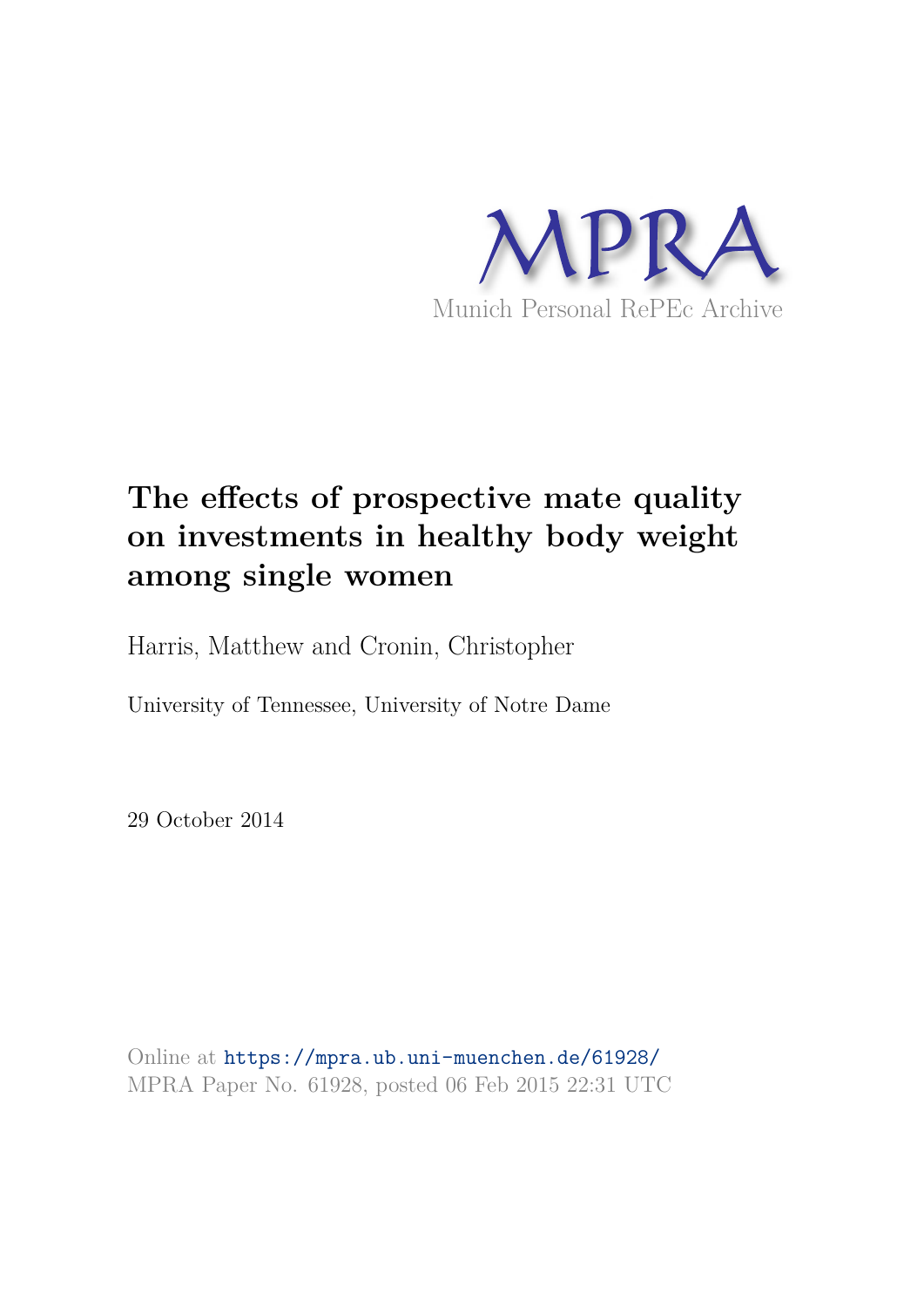MPRA

Munich Personal RePEc Archive

# The effects of prospective mate quality on investments in healthy body weight among single women

Harris, Matthew and Cronin, Christopher

University of Tennessee, University of Notre Dame

29 October 2014

Online at https://mpra.ub.uni-muenchen.de/61928/
MPRA Paper No. 61928, posted 06 Feb 2015 22:31 UTC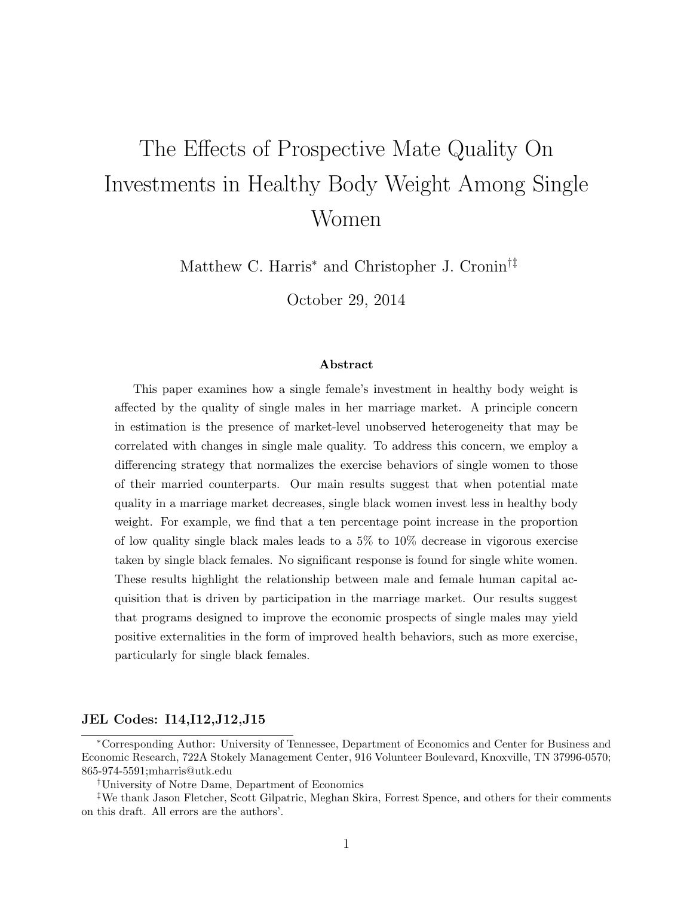# The Effects of Prospective Mate Quality On Investments in Healthy Body Weight Among Single Women

Matthew C. Harris[*] and Christopher J. Cronin[†‡]

October 29, 2014

### Abstract

This paper examines how a single female's investment in healthy body weight is affected by the quality of single males in her marriage market. A principle concern in estimation is the presence of market-level unobserved heterogeneity that may be correlated with changes in single male quality. To address this concern, we employ a differencing strategy that normalizes the exercise behaviors of single women to those of their married counterparts. Our main results suggest that when potential mate quality in a marriage market decreases, single black women invest less in healthy body weight. For example, we find that a ten percentage point increase in the proportion of low quality single black males leads to a 5% to 10% decrease in vigorous exercise taken by single black females. No significant response is found for single white women. These results highlight the relationship between male and female human capital acquisition that is driven by participation in the marriage market. Our results suggest that programs designed to improve the economic prospects of single males may yield positive externalities in the form of improved health behaviors, such as more exercise, particularly for single black females.

**JEL Codes: I14,I12,J12,J15**

[*] Corresponding Author: University of Tennessee, Department of Economics and Center for Business and Economic Research, 722A Stokely Management Center, 916 Volunteer Boulevard, Knoxville, TN 37996-0570; 865-974-5591;mharris@utk.edu

[†] University of Notre Dame, Department of Economics

[‡] We thank Jason Fletcher, Scott Gilpatric, Meghan Skira, Forrest Spence, and others for their comments on this draft. All errors are the authors'.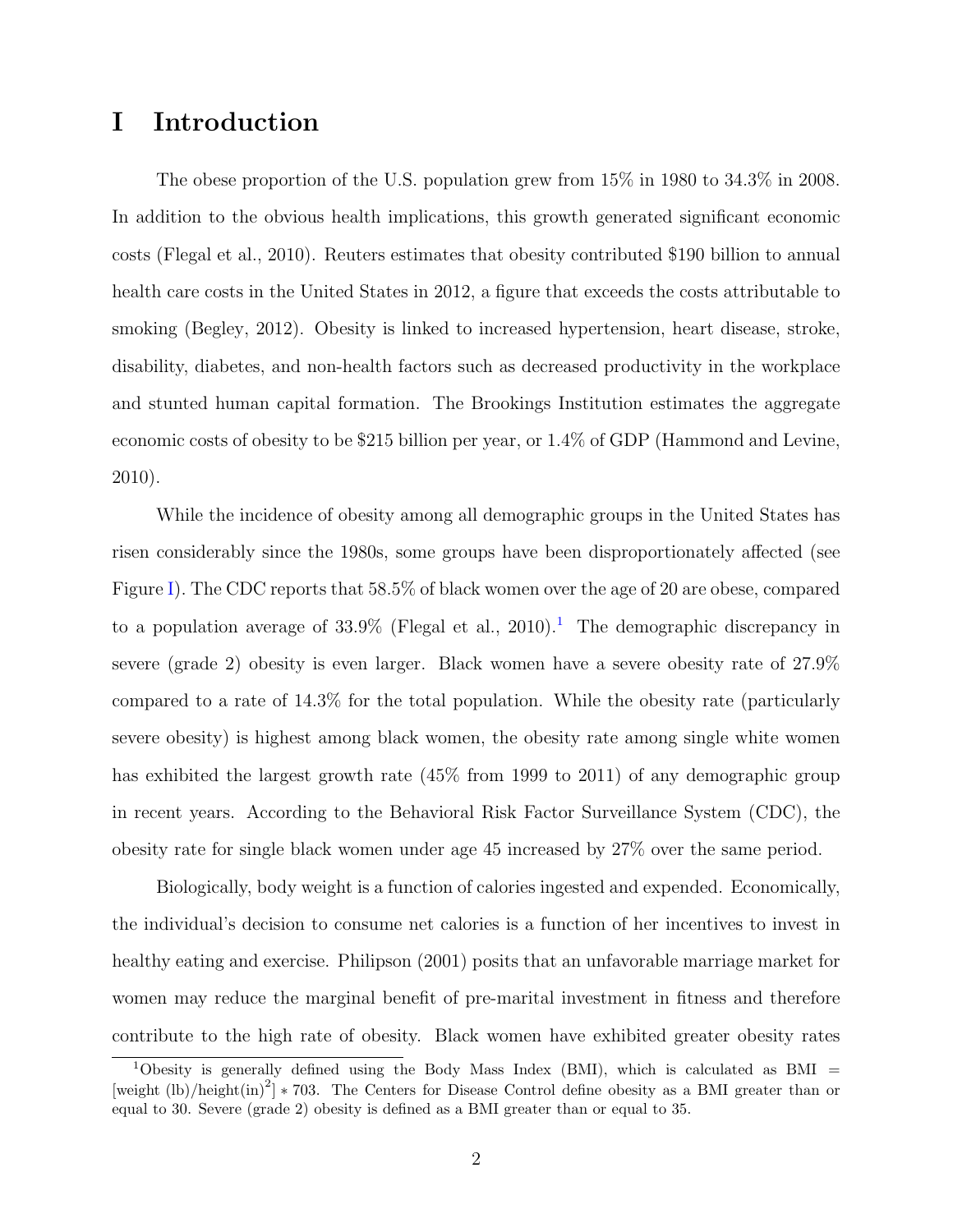# I Introduction

The obese proportion of the U.S. population grew from 15% in 1980 to 34.3% in 2008. In addition to the obvious health implications, this growth generated significant economic costs (Flegal et al., 2010). Reuters estimates that obesity contributed $190 billion to annual health care costs in the United States in 2012, a figure that exceeds the costs attributable to smoking (Begley, 2012). Obesity is linked to increased hypertension, heart disease, stroke, disability, diabetes, and non-health factors such as decreased productivity in the workplace and stunted human capital formation. The Brookings Institution estimates the aggregate economic costs of obesity to be $215 billion per year, or 1.4% of GDP (Hammond and Levine, 2010).

While the incidence of obesity among all demographic groups in the United States has risen considerably since the 1980s, some groups have been disproportionately affected (see Figure I). The CDC reports that 58.5% of black women over the age of 20 are obese, compared to a population average of 33.9% (Flegal et al., 2010).[1] The demographic discrepancy in severe (grade 2) obesity is even larger. Black women have a severe obesity rate of 27.9% compared to a rate of 14.3% for the total population. While the obesity rate (particularly severe obesity) is highest among black women, the obesity rate among single white women has exhibited the largest growth rate (45% from 1999 to 2011) of any demographic group in recent years. According to the Behavioral Risk Factor Surveillance System (CDC), the obesity rate for single black women under age 45 increased by 27% over the same period.

Biologically, body weight is a function of calories ingested and expended. Economically, the individual's decision to consume net calories is a function of her incentives to invest in healthy eating and exercise. Philipson (2001) posits that an unfavorable marriage market for women may reduce the marginal benefit of pre-marital investment in fitness and therefore contribute to the high rate of obesity. Black women have exhibited greater obesity rates

[1] Obesity is generally defined using the Body Mass Index (BMI), which is calculated as BMI $= [\text{weight (lb)}/\text{height(in)}^2] * 703$. The Centers for Disease Control define obesity as a BMI greater than or equal to 30. Severe (grade 2) obesity is defined as a BMI greater than or equal to 35.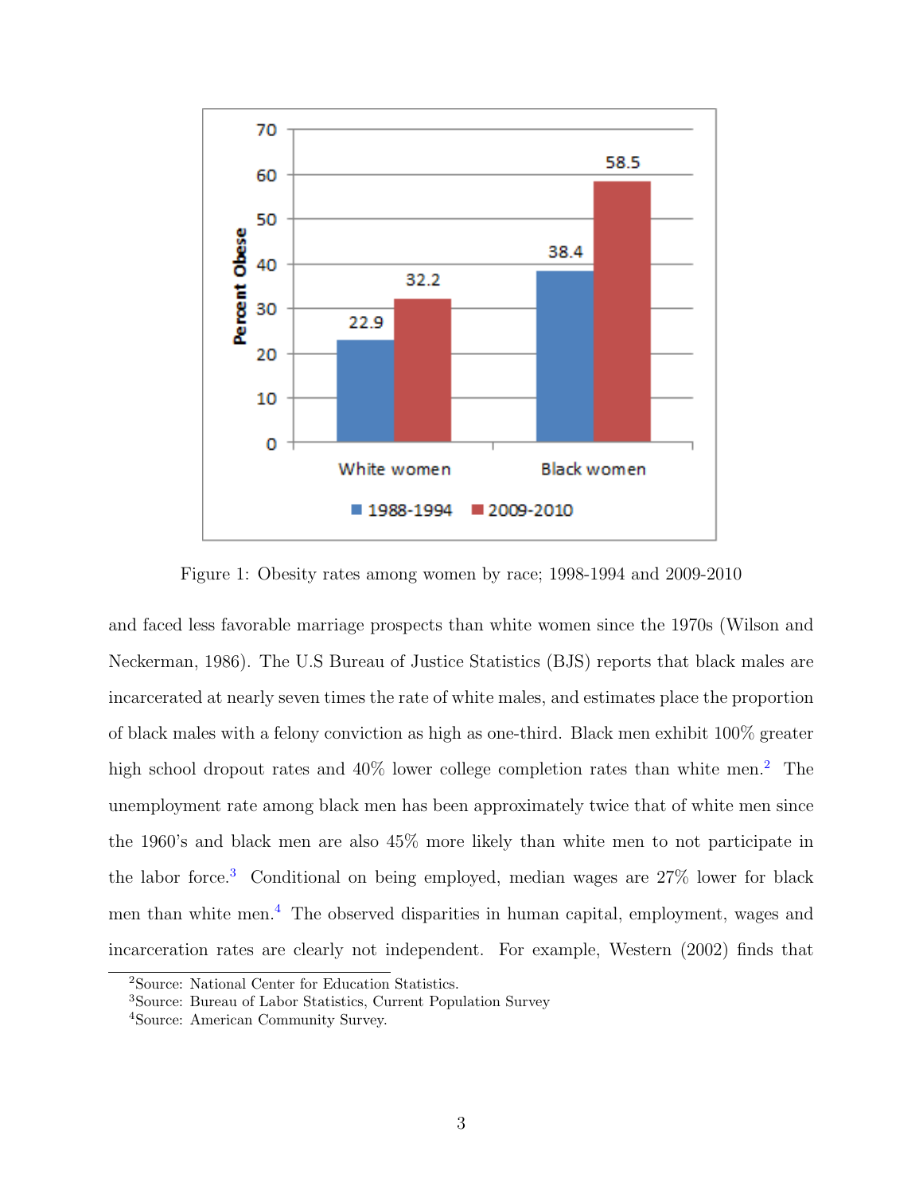Figure 1: Obesity rates among women by race; 1998-1994 and 2009-2010

and faced less favorable marriage prospects than white women since the 1970s (Wilson and Neckerman, 1986). The U.S Bureau of Justice Statistics (BJS) reports that black males are incarcerated at nearly seven times the rate of white males, and estimates place the proportion of black males with a felony conviction as high as one-third. Black men exhibit 100% greater high school dropout rates and 40% lower college completion rates than white men.[2] The unemployment rate among black men has been approximately twice that of white men since the 1960's and black men are also 45% more likely than white men to not participate in the labor force.[3] Conditional on being employed, median wages are 27% lower for black men than white men.[4] The observed disparities in human capital, employment, wages and incarceration rates are clearly not independent. For example, Western (2002) finds that

[2]Source: National Center for Education Statistics.

[3]Source: Bureau of Labor Statistics, Current Population Survey

[4]Source: American Community Survey.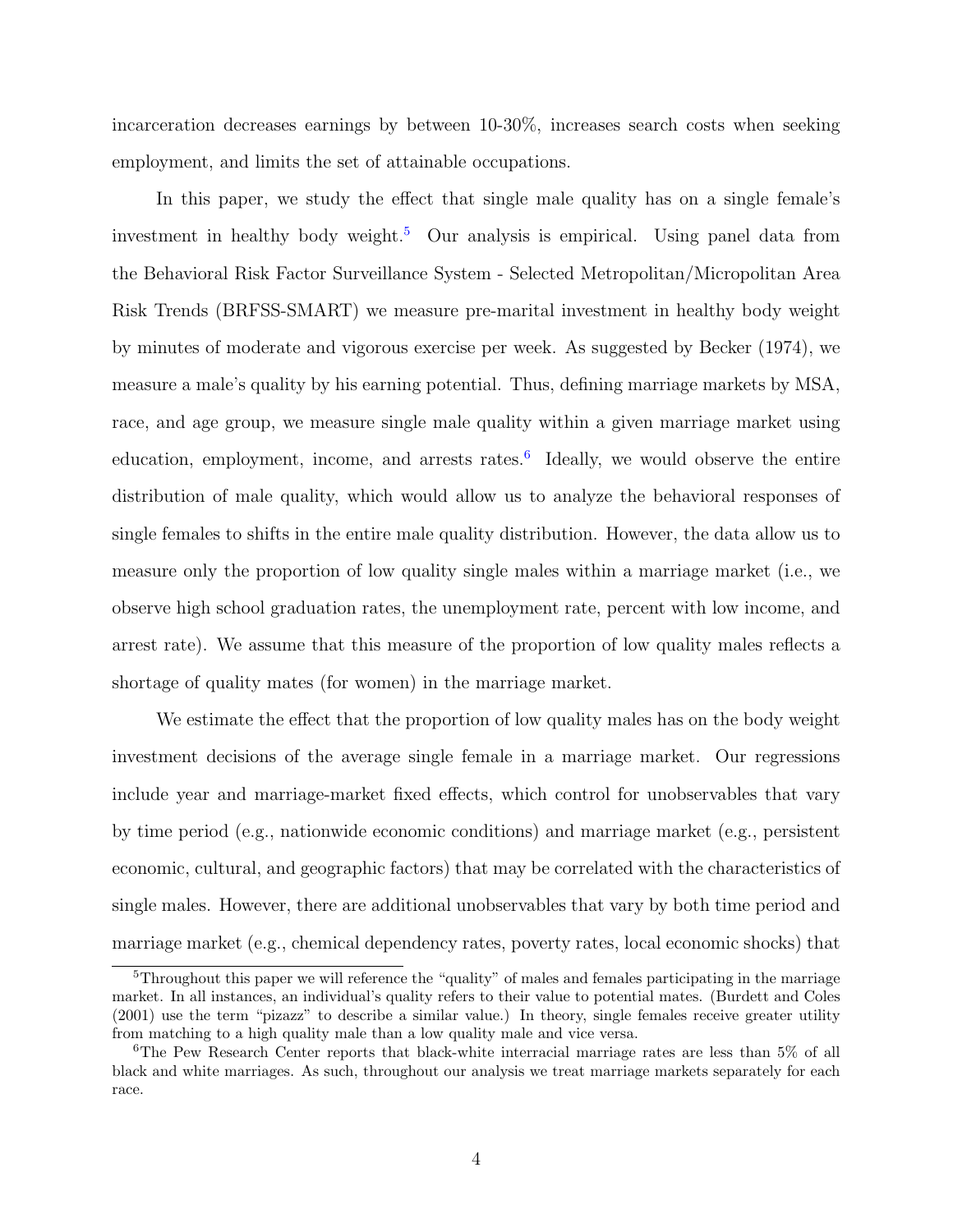incarceration decreases earnings by between 10-30%, increases search costs when seeking employment, and limits the set of attainable occupations.

In this paper, we study the effect that single male quality has on a single female's investment in healthy body weight.[5] Our analysis is empirical. Using panel data from the Behavioral Risk Factor Surveillance System - Selected Metropolitan/Micropolitan Area Risk Trends (BRFSS-SMART) we measure pre-marital investment in healthy body weight by minutes of moderate and vigorous exercise per week. As suggested by Becker (1974), we measure a male's quality by his earning potential. Thus, defining marriage markets by MSA, race, and age group, we measure single male quality within a given marriage market using education, employment, income, and arrests rates.[6] Ideally, we would observe the entire distribution of male quality, which would allow us to analyze the behavioral responses of single females to shifts in the entire male quality distribution. However, the data allow us to measure only the proportion of low quality single males within a marriage market (i.e., we observe high school graduation rates, the unemployment rate, percent with low income, and arrest rate). We assume that this measure of the proportion of low quality males reflects a shortage of quality mates (for women) in the marriage market.

We estimate the effect that the proportion of low quality males has on the body weight investment decisions of the average single female in a marriage market. Our regressions include year and marriage-market fixed effects, which control for unobservables that vary by time period (e.g., nationwide economic conditions) and marriage market (e.g., persistent economic, cultural, and geographic factors) that may be correlated with the characteristics of single males. However, there are additional unobservables that vary by both time period and marriage market (e.g., chemical dependency rates, poverty rates, local economic shocks) that

[5] Throughout this paper we will reference the "quality" of males and females participating in the marriage market. In all instances, an individual's quality refers to their value to potential mates. (Burdett and Coles (2001) use the term "pizazz" to describe a similar value.) In theory, single females receive greater utility from matching to a high quality male than a low quality male and vice versa.

[6] The Pew Research Center reports that black-white interracial marriage rates are less than 5% of all black and white marriages. As such, throughout our analysis we treat marriage markets separately for each race.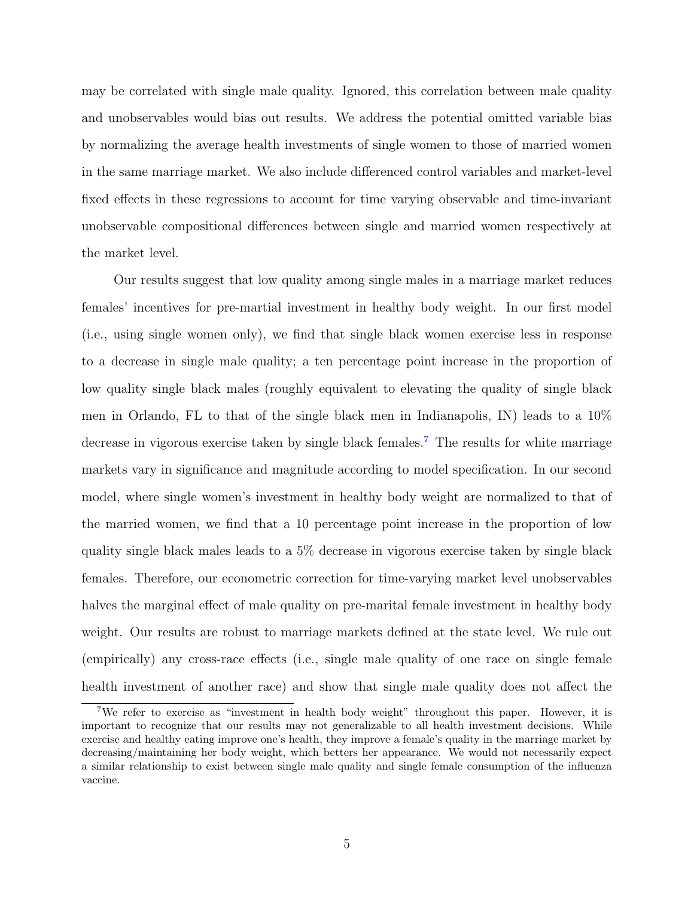may be correlated with single male quality. Ignored, this correlation between male quality and unobservables would bias out results. We address the potential omitted variable bias by normalizing the average health investments of single women to those of married women in the same marriage market. We also include differenced control variables and market-level fixed effects in these regressions to account for time varying observable and time-invariant unobservable compositional differences between single and married women respectively at the market level.

Our results suggest that low quality among single males in a marriage market reduces females' incentives for pre-martial investment in healthy body weight. In our first model (i.e., using single women only), we find that single black women exercise less in response to a decrease in single male quality; a ten percentage point increase in the proportion of low quality single black males (roughly equivalent to elevating the quality of single black men in Orlando, FL to that of the single black men in Indianapolis, IN) leads to a 10% decrease in vigorous exercise taken by single black females.[7] The results for white marriage markets vary in significance and magnitude according to model specification. In our second model, where single women's investment in healthy body weight are normalized to that of the married women, we find that a 10 percentage point increase in the proportion of low quality single black males leads to a 5% decrease in vigorous exercise taken by single black females. Therefore, our econometric correction for time-varying market level unobservables halves the marginal effect of male quality on pre-marital female investment in healthy body weight. Our results are robust to marriage markets defined at the state level. We rule out (empirically) any cross-race effects (i.e., single male quality of one race on single female health investment of another race) and show that single male quality does not affect the

[7] We refer to exercise as "investment in health body weight" throughout this paper. However, it is important to recognize that our results may not generalizable to all health investment decisions. While exercise and healthy eating improve one's health, they improve a female's quality in the marriage market by decreasing/maintaining her body weight, which betters her appearance. We would not necessarily expect a similar relationship to exist between single male quality and single female consumption of the influenza vaccine.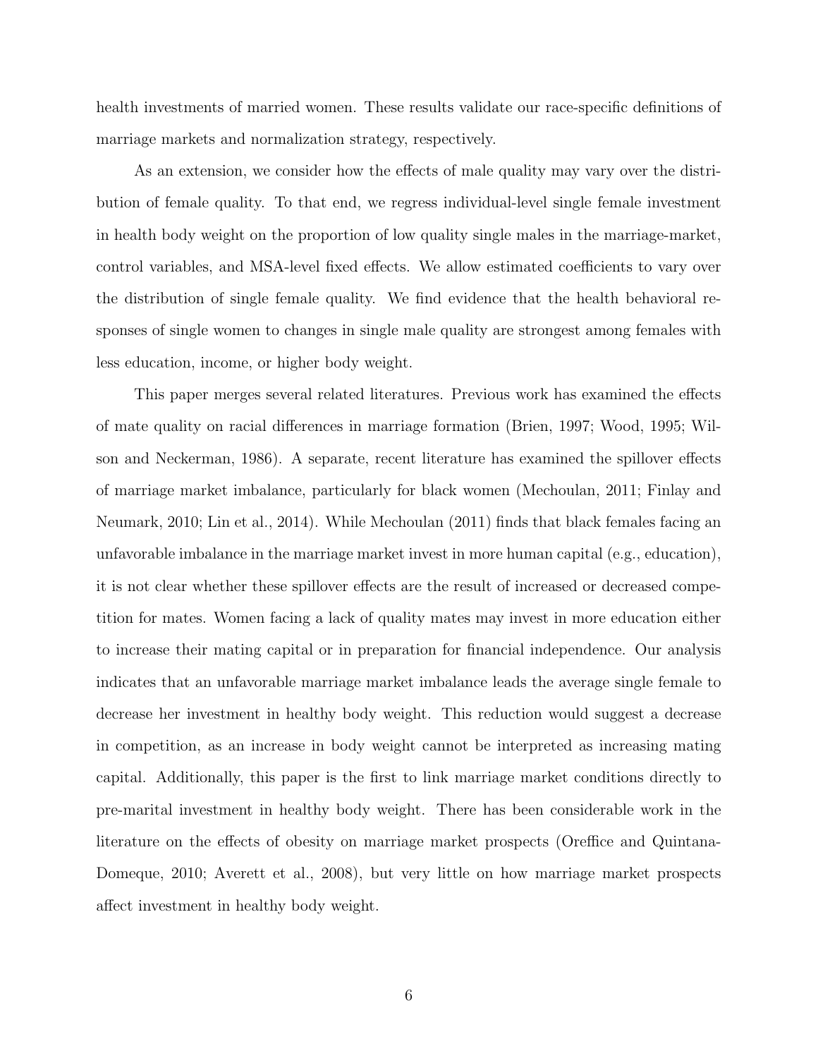health investments of married women. These results validate our race-specific definitions of marriage markets and normalization strategy, respectively.

As an extension, we consider how the effects of male quality may vary over the distribution of female quality. To that end, we regress individual-level single female investment in health body weight on the proportion of low quality single males in the marriage-market, control variables, and MSA-level fixed effects. We allow estimated coefficients to vary over the distribution of single female quality. We find evidence that the health behavioral responses of single women to changes in single male quality are strongest among females with less education, income, or higher body weight.

This paper merges several related literatures. Previous work has examined the effects of mate quality on racial differences in marriage formation (Brien, 1997; Wood, 1995; Wilson and Neckerman, 1986). A separate, recent literature has examined the spillover effects of marriage market imbalance, particularly for black women (Mechoulan, 2011; Finlay and Neumark, 2010; Lin et al., 2014). While Mechoulan (2011) finds that black females facing an unfavorable imbalance in the marriage market invest in more human capital (e.g., education), it is not clear whether these spillover effects are the result of increased or decreased competition for mates. Women facing a lack of quality mates may invest in more education either to increase their mating capital or in preparation for financial independence. Our analysis indicates that an unfavorable marriage market imbalance leads the average single female to decrease her investment in healthy body weight. This reduction would suggest a decrease in competition, as an increase in body weight cannot be interpreted as increasing mating capital. Additionally, this paper is the first to link marriage market conditions directly to pre-marital investment in healthy body weight. There has been considerable work in the literature on the effects of obesity on marriage market prospects (Oreffice and Quintana-Domeque, 2010; Averett et al., 2008), but very little on how marriage market prospects affect investment in healthy body weight.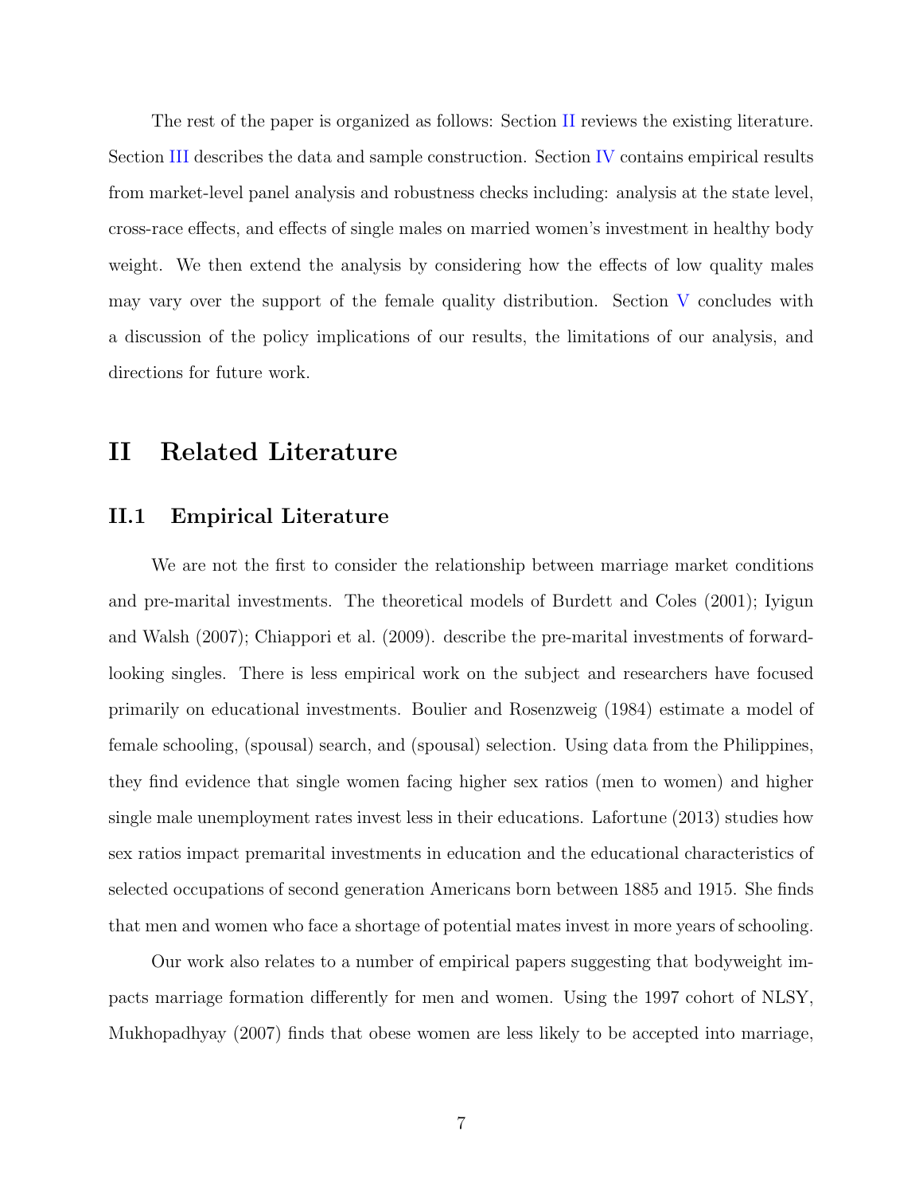The rest of the paper is organized as follows: Section II reviews the existing literature. Section III describes the data and sample construction. Section IV contains empirical results from market-level panel analysis and robustness checks including: analysis at the state level, cross-race effects, and effects of single males on married women's investment in healthy body weight. We then extend the analysis by considering how the effects of low quality males may vary over the support of the female quality distribution. Section V concludes with a discussion of the policy implications of our results, the limitations of our analysis, and directions for future work.

# II Related Literature

## II.1 Empirical Literature

We are not the first to consider the relationship between marriage market conditions and pre-marital investments. The theoretical models of Burdett and Coles (2001); Iyigun and Walsh (2007); Chiappori et al. (2009). describe the pre-marital investments of forward-looking singles. There is less empirical work on the subject and researchers have focused primarily on educational investments. Boulier and Rosenzweig (1984) estimate a model of female schooling, (spousal) search, and (spousal) selection. Using data from the Philippines, they find evidence that single women facing higher sex ratios (men to women) and higher single male unemployment rates invest less in their educations. Lafortune (2013) studies how sex ratios impact premarital investments in education and the educational characteristics of selected occupations of second generation Americans born between 1885 and 1915. She finds that men and women who face a shortage of potential mates invest in more years of schooling.

Our work also relates to a number of empirical papers suggesting that bodyweight impacts marriage formation differently for men and women. Using the 1997 cohort of NLSY, Mukhopadhyay (2007) finds that obese women are less likely to be accepted into marriage,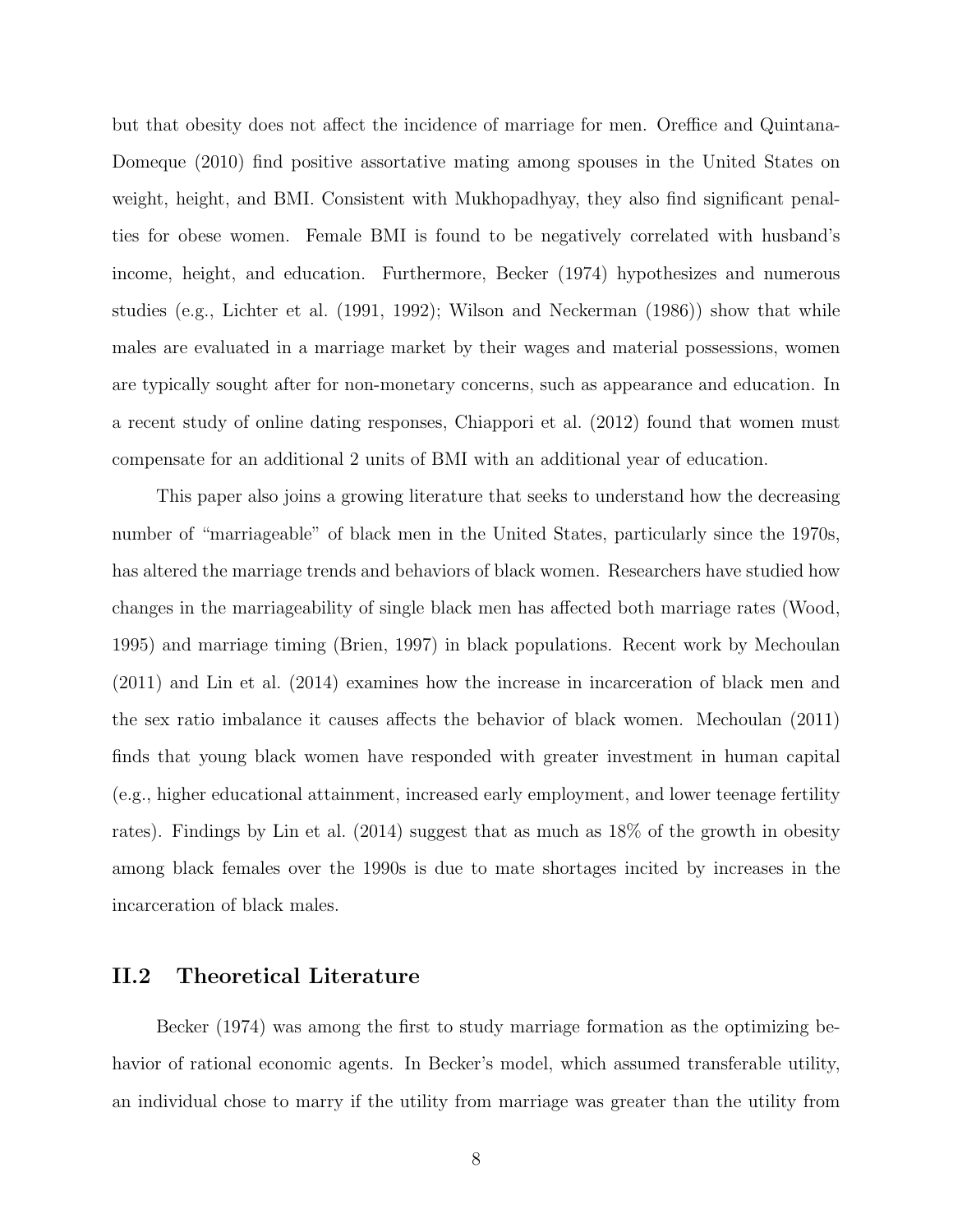but that obesity does not affect the incidence of marriage for men. Oreffice and Quintana-Domeque (2010) find positive assortative mating among spouses in the United States on weight, height, and BMI. Consistent with Mukhopadhyay, they also find significant penalties for obese women. Female BMI is found to be negatively correlated with husband's income, height, and education. Furthermore, Becker (1974) hypothesizes and numerous studies (e.g., Lichter et al. (1991, 1992); Wilson and Neckerman (1986)) show that while males are evaluated in a marriage market by their wages and material possessions, women are typically sought after for non-monetary concerns, such as appearance and education. In a recent study of online dating responses, Chiappori et al. (2012) found that women must compensate for an additional 2 units of BMI with an additional year of education.

This paper also joins a growing literature that seeks to understand how the decreasing number of "marriageable" of black men in the United States, particularly since the 1970s, has altered the marriage trends and behaviors of black women. Researchers have studied how changes in the marriageability of single black men has affected both marriage rates (Wood, 1995) and marriage timing (Brien, 1997) in black populations. Recent work by Mechoulan (2011) and Lin et al. (2014) examines how the increase in incarceration of black men and the sex ratio imbalance it causes affects the behavior of black women. Mechoulan (2011) finds that young black women have responded with greater investment in human capital (e.g., higher educational attainment, increased early employment, and lower teenage fertility rates). Findings by Lin et al. (2014) suggest that as much as 18% of the growth in obesity among black females over the 1990s is due to mate shortages incited by increases in the incarceration of black males.

## II.2 Theoretical Literature

Becker (1974) was among the first to study marriage formation as the optimizing behavior of rational economic agents. In Becker's model, which assumed transferable utility, an individual chose to marry if the utility from marriage was greater than the utility from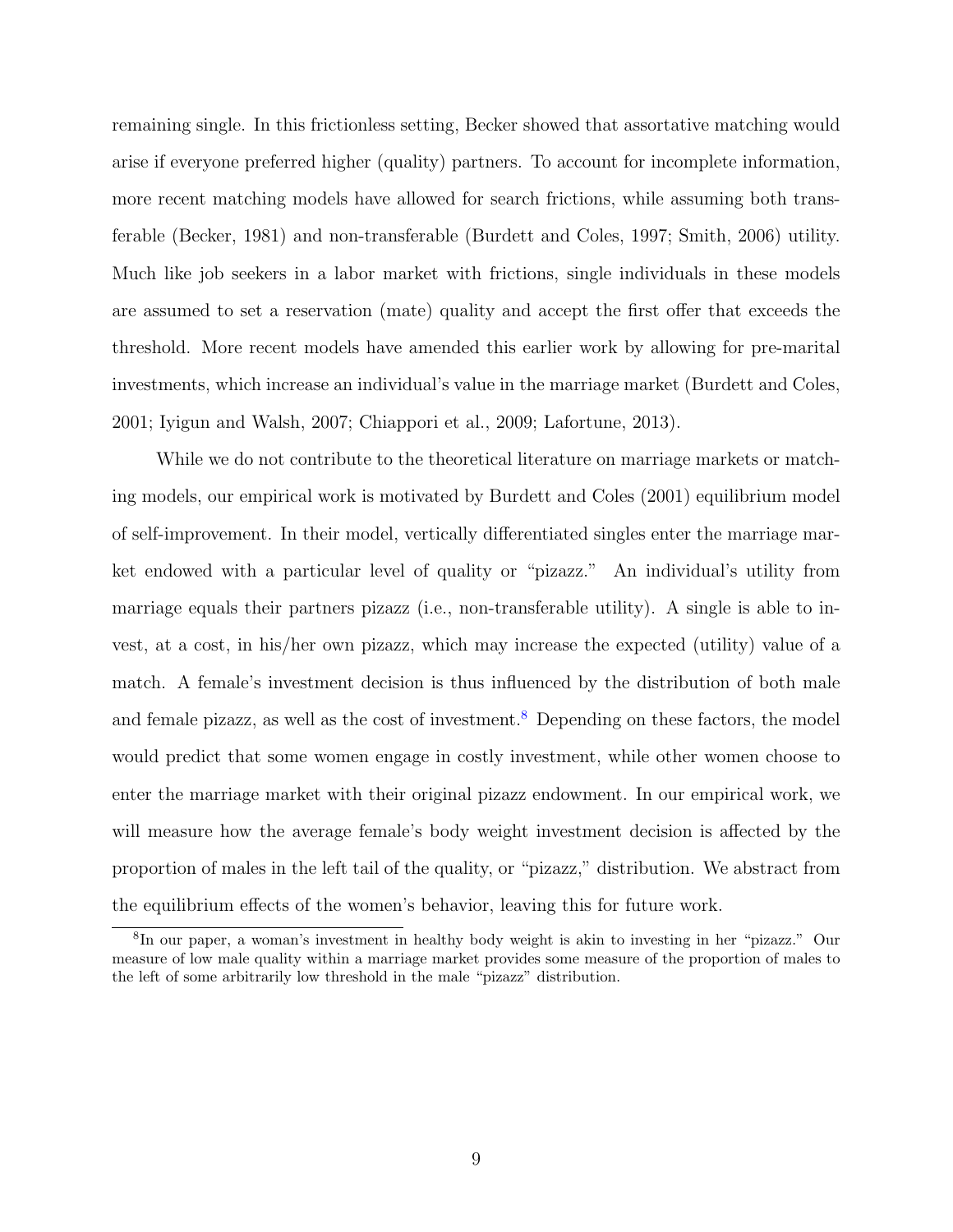remaining single. In this frictionless setting, Becker showed that assortative matching would arise if everyone preferred higher (quality) partners. To account for incomplete information, more recent matching models have allowed for search frictions, while assuming both transferable (Becker, 1981) and non-transferable (Burdett and Coles, 1997; Smith, 2006) utility. Much like job seekers in a labor market with frictions, single individuals in these models are assumed to set a reservation (mate) quality and accept the first offer that exceeds the threshold. More recent models have amended this earlier work by allowing for pre-marital investments, which increase an individual's value in the marriage market (Burdett and Coles, 2001; Iyigun and Walsh, 2007; Chiappori et al., 2009; Lafortune, 2013).

While we do not contribute to the theoretical literature on marriage markets or matching models, our empirical work is motivated by Burdett and Coles (2001) equilibrium model of self-improvement. In their model, vertically differentiated singles enter the marriage market endowed with a particular level of quality or "pizazz." An individual's utility from marriage equals their partners pizazz (i.e., non-transferable utility). A single is able to invest, at a cost, in his/her own pizazz, which may increase the expected (utility) value of a match. A female's investment decision is thus influenced by the distribution of both male and female pizazz, as well as the cost of investment.[8] Depending on these factors, the model would predict that some women engage in costly investment, while other women choose to enter the marriage market with their original pizazz endowment. In our empirical work, we will measure how the average female's body weight investment decision is affected by the proportion of males in the left tail of the quality, or "pizazz," distribution. We abstract from the equilibrium effects of the women's behavior, leaving this for future work.

[8] In our paper, a woman's investment in healthy body weight is akin to investing in her "pizazz." Our measure of low male quality within a marriage market provides some measure of the proportion of males to the left of some arbitrarily low threshold in the male "pizazz" distribution.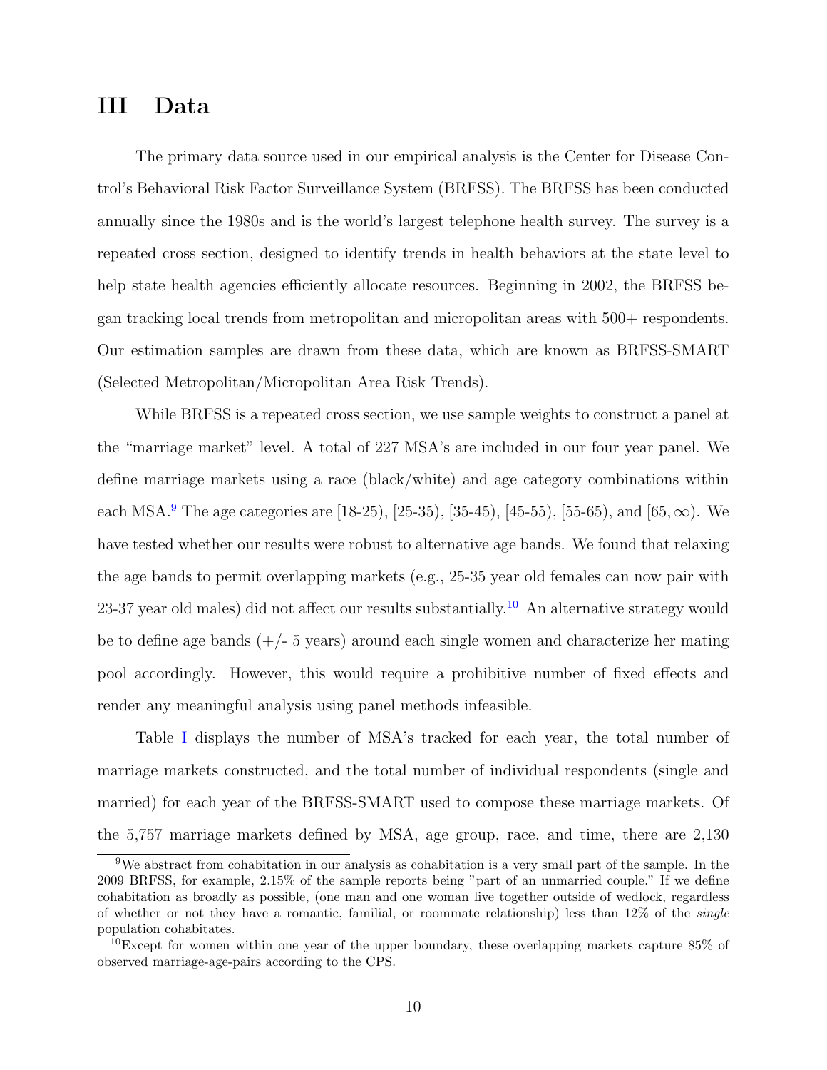# III Data

The primary data source used in our empirical analysis is the Center for Disease Control's Behavioral Risk Factor Surveillance System (BRFSS). The BRFSS has been conducted annually since the 1980s and is the world's largest telephone health survey. The survey is a repeated cross section, designed to identify trends in health behaviors at the state level to help state health agencies efficiently allocate resources. Beginning in 2002, the BRFSS began tracking local trends from metropolitan and micropolitan areas with 500+ respondents. Our estimation samples are drawn from these data, which are known as BRFSS-SMART (Selected Metropolitan/Micropolitan Area Risk Trends).

While BRFSS is a repeated cross section, we use sample weights to construct a panel at the "marriage market" level. A total of 227 MSA's are included in our four year panel. We define marriage markets using a race (black/white) and age category combinations within each MSA.[9] The age categories are [18-25), [25-35), [35-45), [45-55), [55-65), and $[65, \infty)$. We have tested whether our results were robust to alternative age bands. We found that relaxing the age bands to permit overlapping markets (e.g., 25-35 year old females can now pair with 23-37 year old males) did not affect our results substantially.[10] An alternative strategy would be to define age bands (+/- 5 years) around each single women and characterize her mating pool accordingly. However, this would require a prohibitive number of fixed effects and render any meaningful analysis using panel methods infeasible.

Table I displays the number of MSA's tracked for each year, the total number of marriage markets constructed, and the total number of individual respondents (single and married) for each year of the BRFSS-SMART used to compose these marriage markets. Of the 5,757 marriage markets defined by MSA, age group, race, and time, there are 2,130

[9] We abstract from cohabitation in our analysis as cohabitation is a very small part of the sample. In the 2009 BRFSS, for example, 2.15% of the sample reports being "part of an unmarried couple." If we define cohabitation as broadly as possible, (one man and one woman live together outside of wedlock, regardless of whether or not they have a romantic, familial, or roommate relationship) less than 12% of the *single* population cohabitates.

[10] Except for women within one year of the upper boundary, these overlapping markets capture 85% of observed marriage-age-pairs according to the CPS.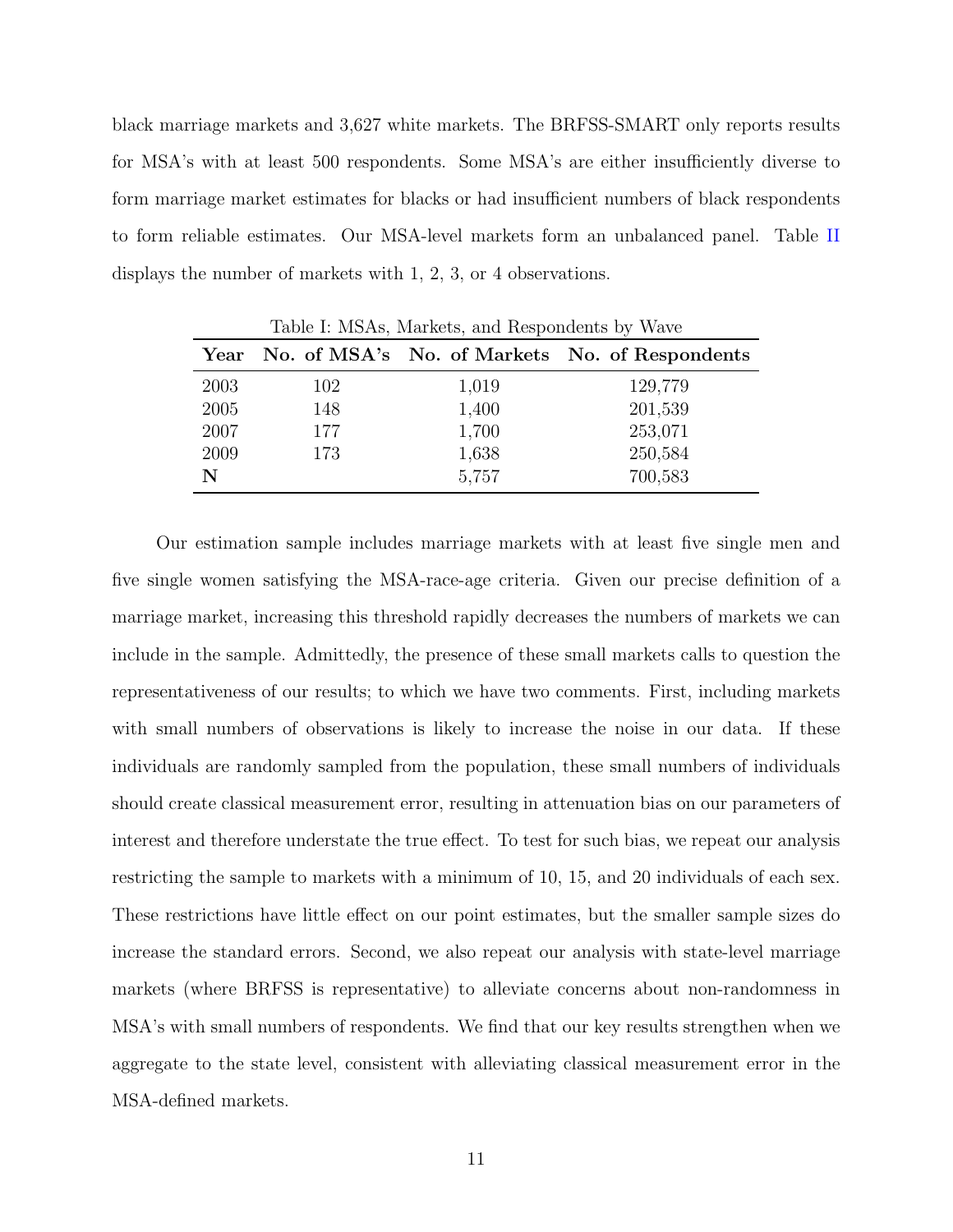black marriage markets and 3,627 white markets. The BRFSS-SMART only reports results for MSA's with at least 500 respondents. Some MSA's are either insufficiently diverse to form marriage market estimates for blacks or had insufficient numbers of black respondents to form reliable estimates. Our MSA-level markets form an unbalanced panel. Table II displays the number of markets with 1, 2, 3, or 4 observations.

Table I: MSAs, Markets, and Respondents by Wave

| **Year** | **No. of MSA's** | **No. of Markets** | **No. of Respondents** |
|---|---|---|---|
| 2003 | 102 | 1,019 | 129,779 |
| 2005 | 148 | 1,400 | 201,539 |
| 2007 | 177 | 1,700 | 253,071 |
| 2009 | 173 | 1,638 | 250,584 |
| **N** | | 5,757 | 700,583 |

Our estimation sample includes marriage markets with at least five single men and five single women satisfying the MSA-race-age criteria. Given our precise definition of a marriage market, increasing this threshold rapidly decreases the numbers of markets we can include in the sample. Admittedly, the presence of these small markets calls to question the representativeness of our results; to which we have two comments. First, including markets with small numbers of observations is likely to increase the noise in our data. If these individuals are randomly sampled from the population, these small numbers of individuals should create classical measurement error, resulting in attenuation bias on our parameters of interest and therefore understate the true effect. To test for such bias, we repeat our analysis restricting the sample to markets with a minimum of 10, 15, and 20 individuals of each sex. These restrictions have little effect on our point estimates, but the smaller sample sizes do increase the standard errors. Second, we also repeat our analysis with state-level marriage markets (where BRFSS is representative) to alleviate concerns about non-randomness in MSA's with small numbers of respondents. We find that our key results strengthen when we aggregate to the state level, consistent with alleviating classical measurement error in the MSA-defined markets.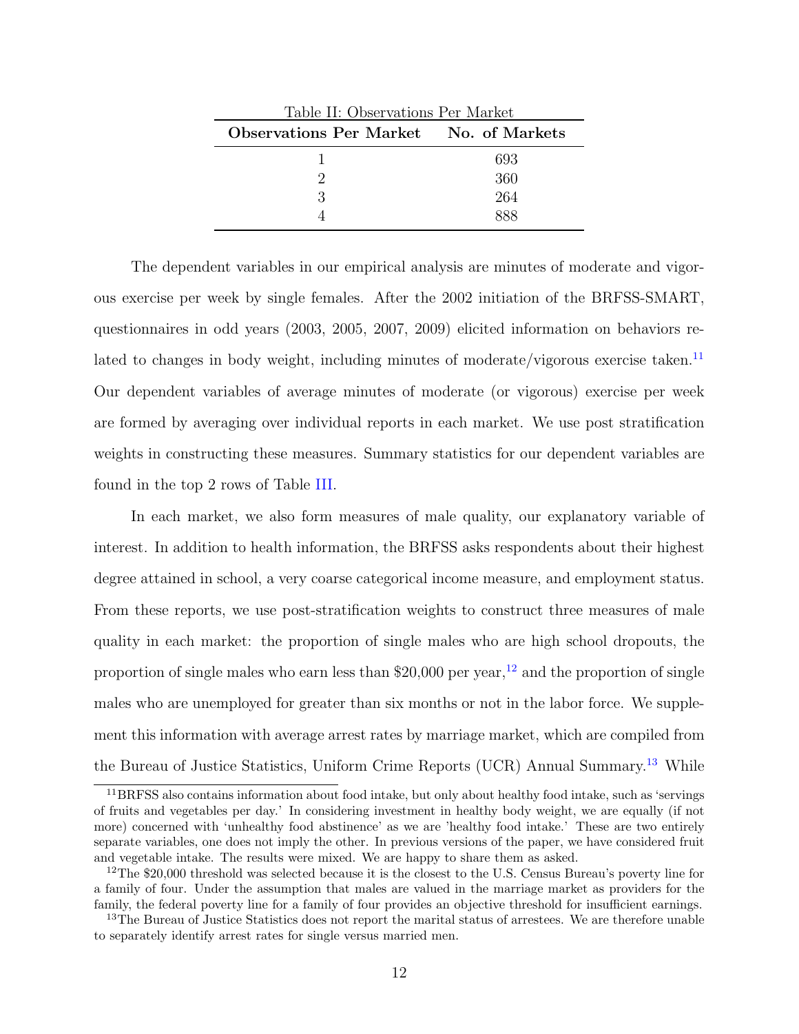Table II: Observations Per Market

| **Observations Per Market** | **No. of Markets** |
|---|---|
| 1 | 693 |
| 2 | 360 |
| 3 | 264 |
| 4 | 888 |

The dependent variables in our empirical analysis are minutes of moderate and vigorous exercise per week by single females. After the 2002 initiation of the BRFSS-SMART, questionnaires in odd years (2003, 2005, 2007, 2009) elicited information on behaviors related to changes in body weight, including minutes of moderate/vigorous exercise taken.[11] Our dependent variables of average minutes of moderate (or vigorous) exercise per week are formed by averaging over individual reports in each market. We use post stratification weights in constructing these measures. Summary statistics for our dependent variables are found in the top 2 rows of Table III.

In each market, we also form measures of male quality, our explanatory variable of interest. In addition to health information, the BRFSS asks respondents about their highest degree attained in school, a very coarse categorical income measure, and employment status. From these reports, we use post-stratification weights to construct three measures of male quality in each market: the proportion of single males who are high school dropouts, the proportion of single males who earn less than $20,000 per year,[12] and the proportion of single males who are unemployed for greater than six months or not in the labor force. We supplement this information with average arrest rates by marriage market, which are compiled from the Bureau of Justice Statistics, Uniform Crime Reports (UCR) Annual Summary.[13] While

[11] BRFSS also contains information about food intake, but only about healthy food intake, such as 'servings of fruits and vegetables per day.' In considering investment in healthy body weight, we are equally (if not more) concerned with 'unhealthy food abstinence' as we are 'healthy food intake.' These are two entirely separate variables, one does not imply the other. In previous versions of the paper, we have considered fruit and vegetable intake. The results were mixed. We are happy to share them as asked.

[12] The $20,000 threshold was selected because it is the closest to the U.S. Census Bureau's poverty line for a family of four. Under the assumption that males are valued in the marriage market as providers for the family, the federal poverty line for a family of four provides an objective threshold for insufficient earnings.

[13] The Bureau of Justice Statistics does not report the marital status of arrestees. We are therefore unable to separately identify arrest rates for single versus married men.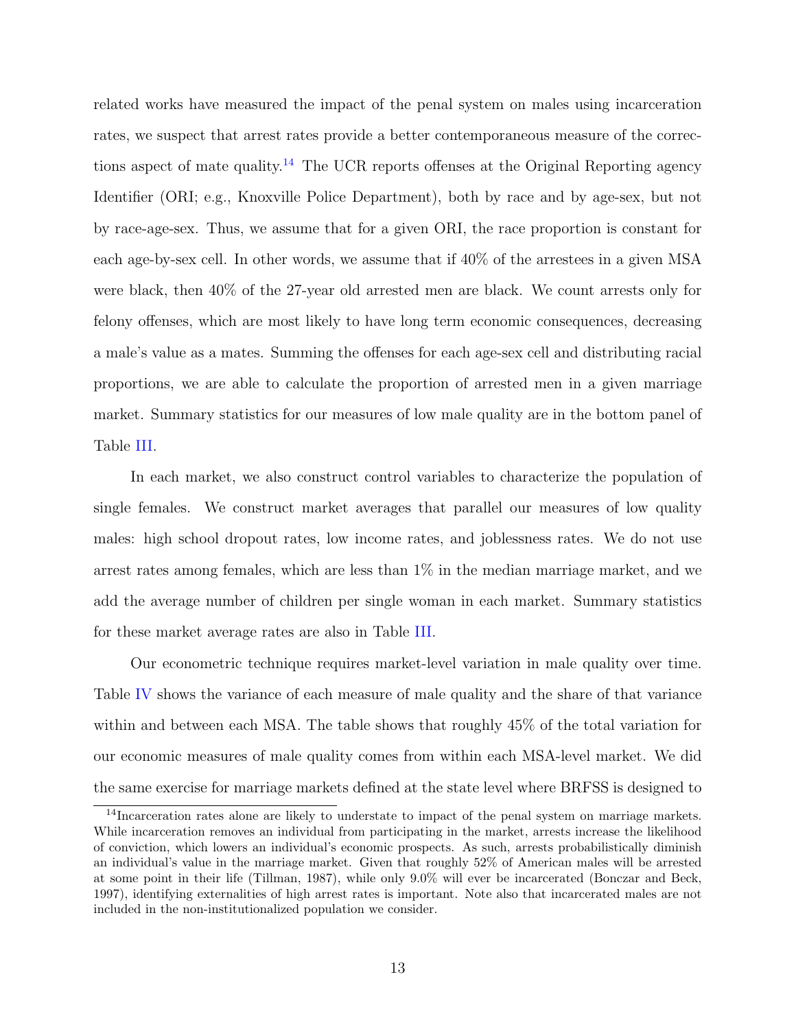related works have measured the impact of the penal system on males using incarceration rates, we suspect that arrest rates provide a better contemporaneous measure of the corrections aspect of mate quality.[14] The UCR reports offenses at the Original Reporting agency Identifier (ORI; e.g., Knoxville Police Department), both by race and by age-sex, but not by race-age-sex. Thus, we assume that for a given ORI, the race proportion is constant for each age-by-sex cell. In other words, we assume that if 40% of the arrestees in a given MSA were black, then 40% of the 27-year old arrested men are black. We count arrests only for felony offenses, which are most likely to have long term economic consequences, decreasing a male's value as a mates. Summing the offenses for each age-sex cell and distributing racial proportions, we are able to calculate the proportion of arrested men in a given marriage market. Summary statistics for our measures of low male quality are in the bottom panel of Table III.

In each market, we also construct control variables to characterize the population of single females. We construct market averages that parallel our measures of low quality males: high school dropout rates, low income rates, and joblessness rates. We do not use arrest rates among females, which are less than 1% in the median marriage market, and we add the average number of children per single woman in each market. Summary statistics for these market average rates are also in Table III.

Our econometric technique requires market-level variation in male quality over time. Table IV shows the variance of each measure of male quality and the share of that variance within and between each MSA. The table shows that roughly 45% of the total variation for our economic measures of male quality comes from within each MSA-level market. We did the same exercise for marriage markets defined at the state level where BRFSS is designed to

[14] Incarceration rates alone are likely to understate to impact of the penal system on marriage markets. While incarceration removes an individual from participating in the market, arrests increase the likelihood of conviction, which lowers an individual's economic prospects. As such, arrests probabilistically diminish an individual's value in the marriage market. Given that roughly 52% of American males will be arrested at some point in their life (Tillman, 1987), while only 9.0% will ever be incarcerated (Bonczar and Beck, 1997), identifying externalities of high arrest rates is important. Note also that incarcerated males are not included in the non-institutionalized population we consider.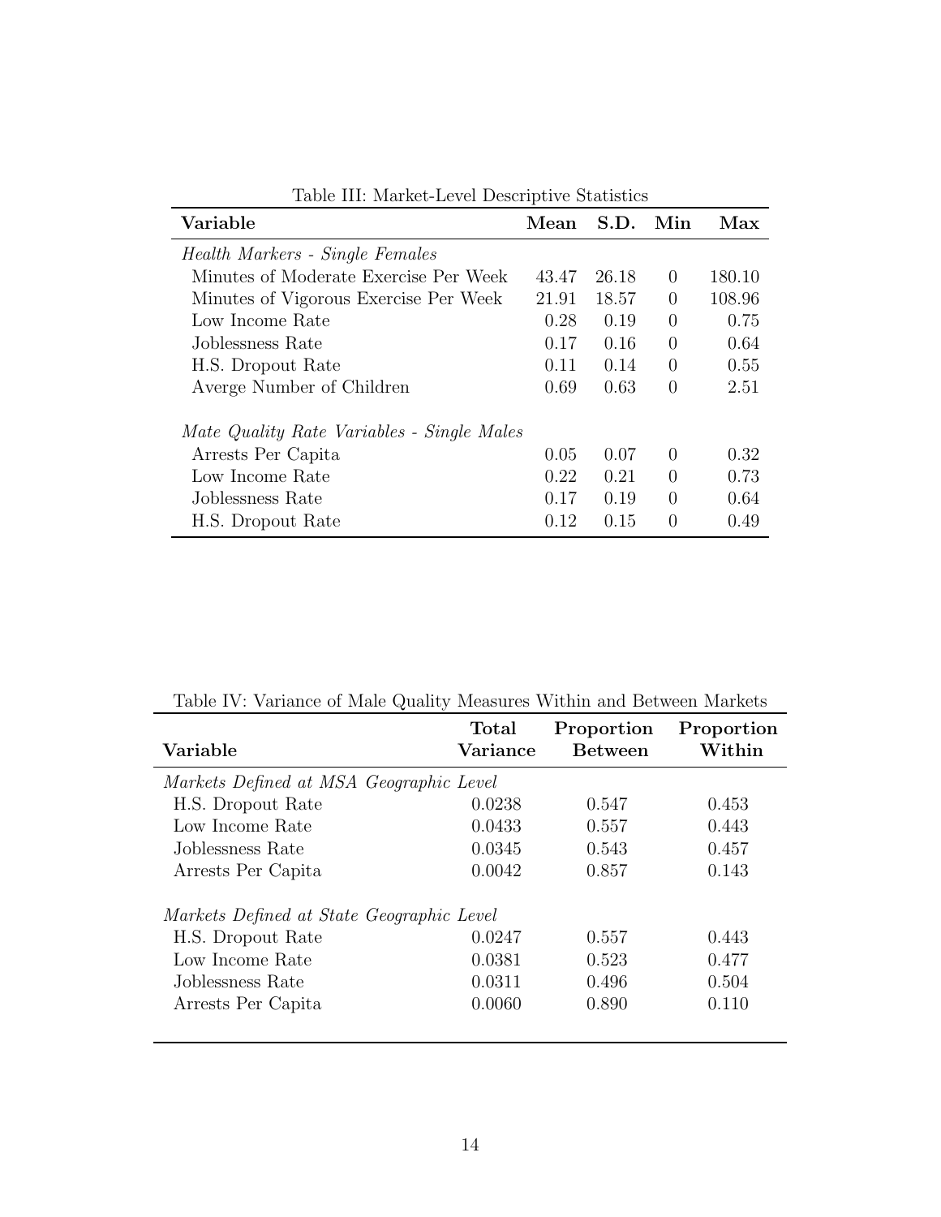Table III: Market-Level Descriptive Statistics

| Variable | Mean | S.D. | Min | Max |
|---|---|---|---|---|
| *Health Markers - Single Females* | | | | |
| Minutes of Moderate Exercise Per Week | 43.47 | 26.18 | 0 | 180.10 |
| Minutes of Vigorous Exercise Per Week | 21.91 | 18.57 | 0 | 108.96 |
| Low Income Rate | 0.28 | 0.19 | 0 | 0.75 |
| Joblessness Rate | 0.17 | 0.16 | 0 | 0.64 |
| H.S. Dropout Rate | 0.11 | 0.14 | 0 | 0.55 |
| Averge Number of Children | 0.69 | 0.63 | 0 | 2.51 |
| *Mate Quality Rate Variables - Single Males* | | | | |
| Arrests Per Capita | 0.05 | 0.07 | 0 | 0.32 |
| Low Income Rate | 0.22 | 0.21 | 0 | 0.73 |
| Joblessness Rate | 0.17 | 0.19 | 0 | 0.64 |
| H.S. Dropout Rate | 0.12 | 0.15 | 0 | 0.49 |

Table IV: Variance of Male Quality Measures Within and Between Markets

| Variable | Total Variance | Proportion Between | Proportion Within |
|---|---|---|---|
| *Markets Defined at MSA Geographic Level* | | | |
| H.S. Dropout Rate | 0.0238 | 0.547 | 0.453 |
| Low Income Rate | 0.0433 | 0.557 | 0.443 |
| Joblessness Rate | 0.0345 | 0.543 | 0.457 |
| Arrests Per Capita | 0.0042 | 0.857 | 0.143 |
| *Markets Defined at State Geographic Level* | | | |
| H.S. Dropout Rate | 0.0247 | 0.557 | 0.443 |
| Low Income Rate | 0.0381 | 0.523 | 0.477 |
| Joblessness Rate | 0.0311 | 0.496 | 0.504 |
| Arrests Per Capita | 0.0060 | 0.890 | 0.110 |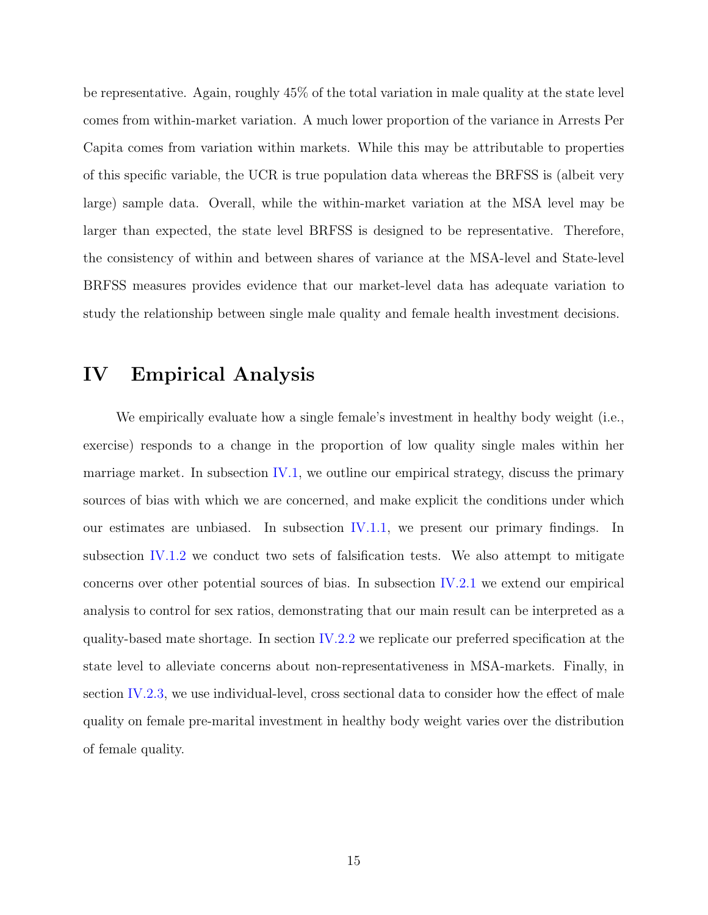be representative. Again, roughly 45% of the total variation in male quality at the state level comes from within-market variation. A much lower proportion of the variance in Arrests Per Capita comes from variation within markets. While this may be attributable to properties of this specific variable, the UCR is true population data whereas the BRFSS is (albeit very large) sample data. Overall, while the within-market variation at the MSA level may be larger than expected, the state level BRFSS is designed to be representative. Therefore, the consistency of within and between shares of variance at the MSA-level and State-level BRFSS measures provides evidence that our market-level data has adequate variation to study the relationship between single male quality and female health investment decisions.

# IV Empirical Analysis

We empirically evaluate how a single female's investment in healthy body weight (i.e., exercise) responds to a change in the proportion of low quality single males within her marriage market. In subsection IV.1, we outline our empirical strategy, discuss the primary sources of bias with which we are concerned, and make explicit the conditions under which our estimates are unbiased. In subsection IV.1.1, we present our primary findings. In subsection IV.1.2 we conduct two sets of falsification tests. We also attempt to mitigate concerns over other potential sources of bias. In subsection IV.2.1 we extend our empirical analysis to control for sex ratios, demonstrating that our main result can be interpreted as a quality-based mate shortage. In section IV.2.2 we replicate our preferred specification at the state level to alleviate concerns about non-representativeness in MSA-markets. Finally, in section IV.2.3, we use individual-level, cross sectional data to consider how the effect of male quality on female pre-marital investment in healthy body weight varies over the distribution of female quality.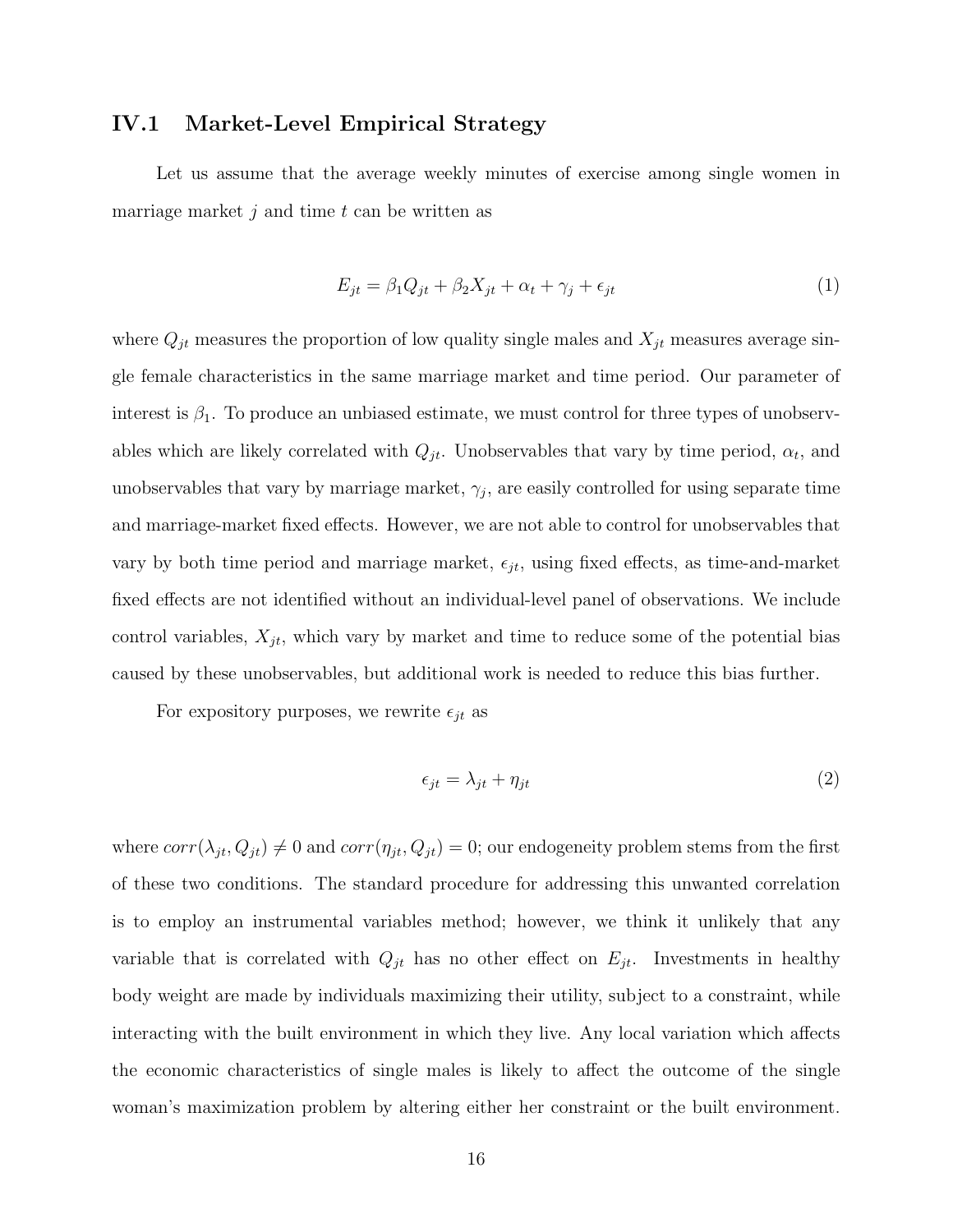### IV.1 Market-Level Empirical Strategy

Let us assume that the average weekly minutes of exercise among single women in marriage market $j$ and time $t$ can be written as

$$E_{jt} = \beta_1 Q_{jt} + \beta_2 X_{jt} + \alpha_t + \gamma_j + \epsilon_{jt} \tag{1}$$

where $Q_{jt}$ measures the proportion of low quality single males and $X_{jt}$ measures average single female characteristics in the same marriage market and time period. Our parameter of interest is $\beta_1$. To produce an unbiased estimate, we must control for three types of unobservables which are likely correlated with $Q_{jt}$. Unobservables that vary by time period, $\alpha_t$, and unobservables that vary by marriage market, $\gamma_j$, are easily controlled for using separate time and marriage-market fixed effects. However, we are not able to control for unobservables that vary by both time period and marriage market, $\epsilon_{jt}$, using fixed effects, as time-and-market fixed effects are not identified without an individual-level panel of observations. We include control variables, $X_{jt}$, which vary by market and time to reduce some of the potential bias caused by these unobservables, but additional work is needed to reduce this bias further.

For expository purposes, we rewrite $\epsilon_{jt}$ as

$$\epsilon_{jt} = \lambda_{jt} + \eta_{jt} \tag{2}$$

where $corr(\lambda_{jt}, Q_{jt}) \neq 0$ and $corr(\eta_{jt}, Q_{jt}) = 0$; our endogeneity problem stems from the first of these two conditions. The standard procedure for addressing this unwanted correlation is to employ an instrumental variables method; however, we think it unlikely that any variable that is correlated with $Q_{jt}$ has no other effect on $E_{jt}$. Investments in healthy body weight are made by individuals maximizing their utility, subject to a constraint, while interacting with the built environment in which they live. Any local variation which affects the economic characteristics of single males is likely to affect the outcome of the single woman's maximization problem by altering either her constraint or the built environment.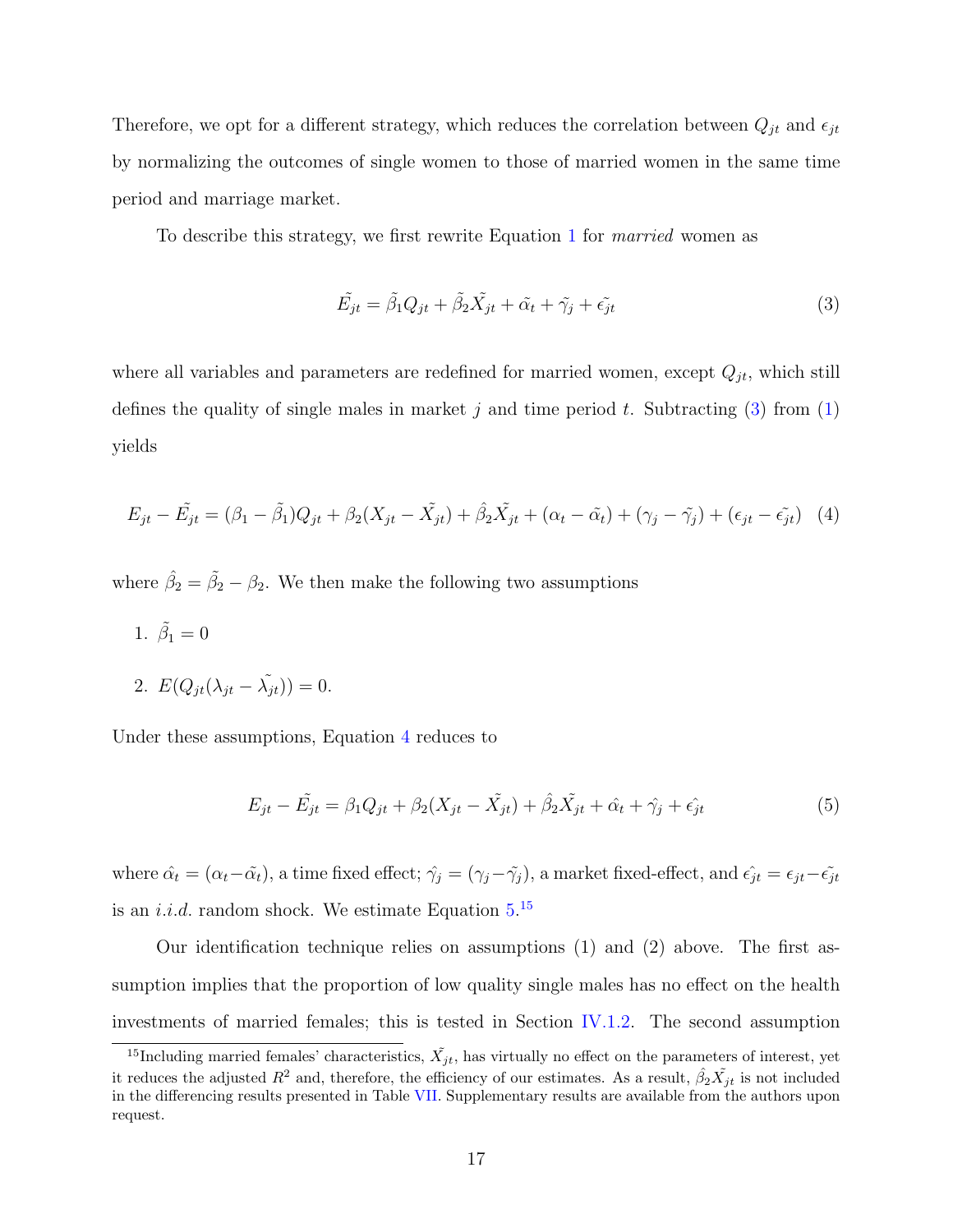Therefore, we opt for a different strategy, which reduces the correlation between $Q_{jt}$ and $\epsilon_{jt}$ by normalizing the outcomes of single women to those of married women in the same time period and marriage market.

To describe this strategy, we first rewrite Equation 1 for *married* women as

$$\tilde{E_{jt}} = \tilde{\beta_1} Q_{jt} + \tilde{\beta_2} \tilde{X_{jt}} + \tilde{\alpha_t} + \tilde{\gamma_j} + \tilde{\epsilon_{jt}} \tag{3}$$

where all variables and parameters are redefined for married women, except $Q_{jt}$, which still defines the quality of single males in market $j$ and time period $t$. Subtracting (3) from (1) yields

$$E_{jt} - \tilde{E_{jt}} = (\beta_1 - \tilde{\beta_1})Q_{jt} + \beta_2(X_{jt} - \tilde{X_{jt}}) + \hat{\beta_2}\tilde{X_{jt}} + (\alpha_t - \tilde{\alpha_t}) + (\gamma_j - \tilde{\gamma_j}) + (\epsilon_{jt} - \tilde{\epsilon_{jt}}) \tag{4}$$

where $\hat{\beta_2} = \tilde{\beta_2} - \beta_2$. We then make the following two assumptions

1. $\tilde{\beta_1} = 0$
2. $E(Q_{jt}(\lambda_{jt} - \tilde{\lambda_{jt}})) = 0$.

Under these assumptions, Equation 4 reduces to

$$E_{jt} - \tilde{E_{jt}} = \beta_1 Q_{jt} + \beta_2(X_{jt} - \tilde{X_{jt}}) + \hat{\beta_2}\tilde{X_{jt}} + \hat{\alpha_t} + \hat{\gamma_j} + \hat{\epsilon_{jt}} \tag{5}$$

where $\hat{\alpha_t} = (\alpha_t - \tilde{\alpha_t})$, a time fixed effect; $\hat{\gamma_j} = (\gamma_j - \tilde{\gamma_j})$, a market fixed-effect, and $\hat{\epsilon_{jt}} = \epsilon_{jt} - \tilde{\epsilon_{jt}}$ is an *i.i.d.* random shock. We estimate Equation 5.[15]

Our identification technique relies on assumptions (1) and (2) above. The first assumption implies that the proportion of low quality single males has no effect on the health investments of married females; this is tested in Section IV.1.2. The second assumption

[15] Including married females' characteristics, $\tilde{X_{jt}}$, has virtually no effect on the parameters of interest, yet it reduces the adjusted $R^2$ and, therefore, the efficiency of our estimates. As a result, $\hat{\beta_2}\tilde{X_{jt}}$ is not included in the differencing results presented in Table VII. Supplementary results are available from the authors upon request.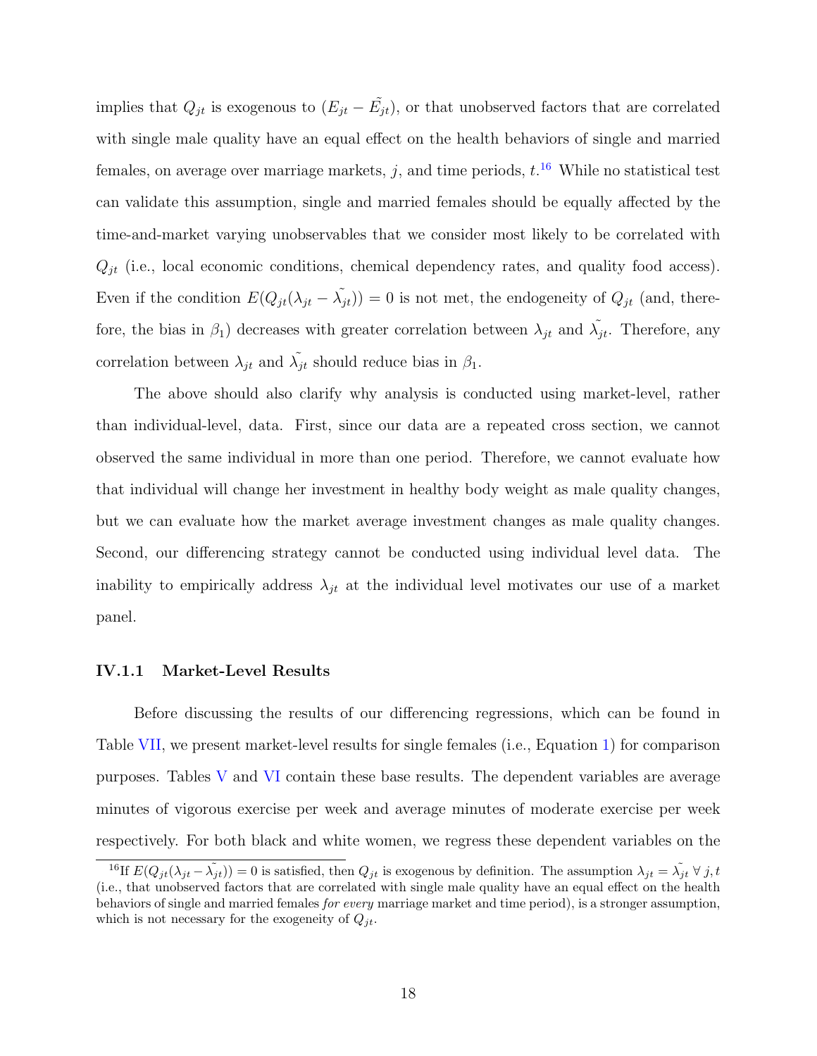implies that $Q_{jt}$ is exogenous to $(E_{jt} - \tilde{E_{jt}})$, or that unobserved factors that are correlated with single male quality have an equal effect on the health behaviors of single and married females, on average over marriage markets, $j$, and time periods, $t$.[16] While no statistical test can validate this assumption, single and married females should be equally affected by the time-and-market varying unobservables that we consider most likely to be correlated with $Q_{jt}$ (i.e., local economic conditions, chemical dependency rates, and quality food access). Even if the condition $E(Q_{jt}(\lambda_{jt} - \tilde{\lambda_{jt}})) = 0$ is not met, the endogeneity of $Q_{jt}$ (and, therefore, the bias in $\beta_1$) decreases with greater correlation between $\lambda_{jt}$ and $\tilde{\lambda_{jt}}$. Therefore, any correlation between $\lambda_{jt}$ and $\tilde{\lambda_{jt}}$ should reduce bias in $\beta_1$.

The above should also clarify why analysis is conducted using market-level, rather than individual-level, data. First, since our data are a repeated cross section, we cannot observed the same individual in more than one period. Therefore, we cannot evaluate how that individual will change her investment in healthy body weight as male quality changes, but we can evaluate how the market average investment changes as male quality changes. Second, our differencing strategy cannot be conducted using individual level data. The inability to empirically address $\lambda_{jt}$ at the individual level motivates our use of a market panel.

#### IV.1.1 Market-Level Results

Before discussing the results of our differencing regressions, which can be found in Table VII, we present market-level results for single females (i.e., Equation 1) for comparison purposes. Tables V and VI contain these base results. The dependent variables are average minutes of vigorous exercise per week and average minutes of moderate exercise per week respectively. For both black and white women, we regress these dependent variables on the

[16]If $E(Q_{jt}(\lambda_{jt} - \tilde{\lambda_{jt}})) = 0$ is satisfied, then $Q_{jt}$ is exogenous by definition. The assumption $\lambda_{jt} = \tilde{\lambda_{jt}} \; \forall \; j, t$ (i.e., that unobserved factors that are correlated with single male quality have an equal effect on the health behaviors of single and married females *for every* marriage market and time period), is a stronger assumption, which is not necessary for the exogeneity of $Q_{jt}$.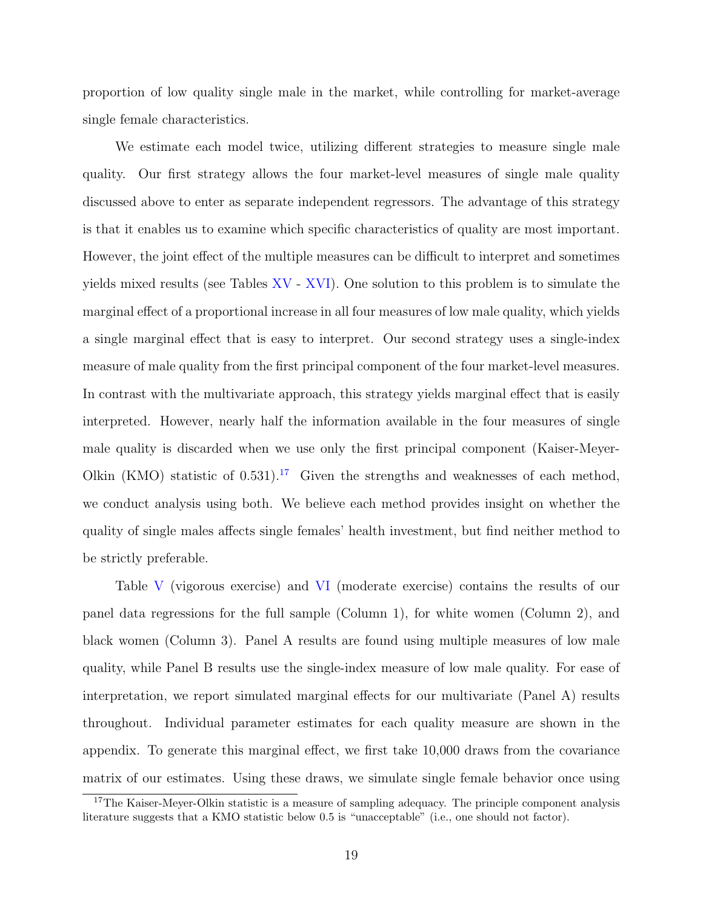proportion of low quality single male in the market, while controlling for market-average single female characteristics.

We estimate each model twice, utilizing different strategies to measure single male quality. Our first strategy allows the four market-level measures of single male quality discussed above to enter as separate independent regressors. The advantage of this strategy is that it enables us to examine which specific characteristics of quality are most important. However, the joint effect of the multiple measures can be difficult to interpret and sometimes yields mixed results (see Tables XV - XVI). One solution to this problem is to simulate the marginal effect of a proportional increase in all four measures of low male quality, which yields a single marginal effect that is easy to interpret. Our second strategy uses a single-index measure of male quality from the first principal component of the four market-level measures. In contrast with the multivariate approach, this strategy yields marginal effect that is easily interpreted. However, nearly half the information available in the four measures of single male quality is discarded when we use only the first principal component (Kaiser-Meyer-Olkin (KMO) statistic of 0.531).[17] Given the strengths and weaknesses of each method, we conduct analysis using both. We believe each method provides insight on whether the quality of single males affects single females' health investment, but find neither method to be strictly preferable.

Table V (vigorous exercise) and VI (moderate exercise) contains the results of our panel data regressions for the full sample (Column 1), for white women (Column 2), and black women (Column 3). Panel A results are found using multiple measures of low male quality, while Panel B results use the single-index measure of low male quality. For ease of interpretation, we report simulated marginal effects for our multivariate (Panel A) results throughout. Individual parameter estimates for each quality measure are shown in the appendix. To generate this marginal effect, we first take 10,000 draws from the covariance matrix of our estimates. Using these draws, we simulate single female behavior once using

[17] The Kaiser-Meyer-Olkin statistic is a measure of sampling adequacy. The principle component analysis literature suggests that a KMO statistic below 0.5 is "unacceptable" (i.e., one should not factor).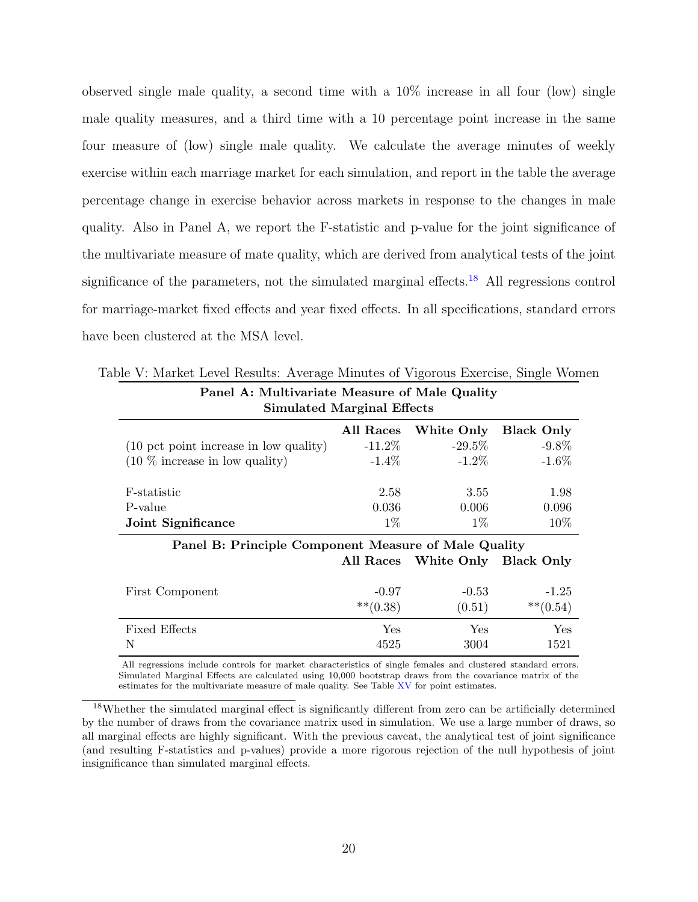observed single male quality, a second time with a 10% increase in all four (low) single male quality measures, and a third time with a 10 percentage point increase in the same four measure of (low) single male quality. We calculate the average minutes of weekly exercise within each marriage market for each simulation, and report in the table the average percentage change in exercise behavior across markets in response to the changes in male quality. Also in Panel A, we report the F-statistic and p-value for the joint significance of the multivariate measure of mate quality, which are derived from analytical tests of the joint significance of the parameters, not the simulated marginal effects.[18] All regressions control for marriage-market fixed effects and year fixed effects. In all specifications, standard errors have been clustered at the MSA level.

Table V: Market Level Results: Average Minutes of Vigorous Exercise, Single Women

| **Panel A: Multivariate Measure of Male Quality — Simulated Marginal Effects** | | | |
|---|---|---|---|
| | **All Races** | **White Only** | **Black Only** |
| (10 pct point increase in low quality) | -11.2% | -29.5% | -9.8% |
| (10 % increase in low quality) | -1.4% | -1.2% | -1.6% |
| F-statistic | 2.58 | 3.55 | 1.98 |
| P-value | 0.036 | 0.006 | 0.096 |
| **Joint Significance** | 1% | 1% | 10% |
| **Panel B: Principle Component Measure of Male Quality** | | | |
| | **All Races** | **White Only** | **Black Only** |
| First Component | -0.97 | -0.53 | -1.25 |
| | **(0.38) | (0.51) | **(0.54) |
| Fixed Effects | Yes | Yes | Yes |
| N | 4525 | 3004 | 1521 |

All regressions include controls for market characteristics of single females and clustered standard errors. Simulated Marginal Effects are calculated using 10,000 bootstrap draws from the covariance matrix of the estimates for the multivariate measure of male quality. See Table XV for point estimates.

[18] Whether the simulated marginal effect is significantly different from zero can be artificially determined by the number of draws from the covariance matrix used in simulation. We use a large number of draws, so all marginal effects are highly significant. With the previous caveat, the analytical test of joint significance (and resulting F-statistics and p-values) provide a more rigorous rejection of the null hypothesis of joint insignificance than simulated marginal effects.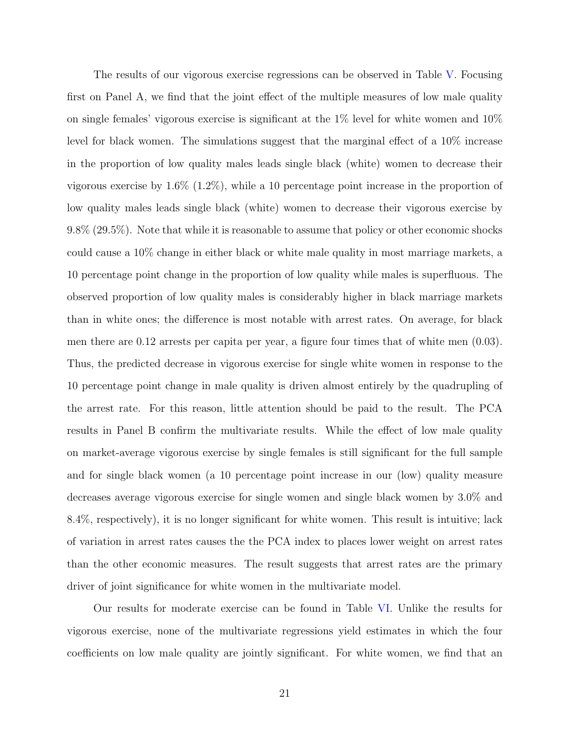The results of our vigorous exercise regressions can be observed in Table V. Focusing first on Panel A, we find that the joint effect of the multiple measures of low male quality on single females' vigorous exercise is significant at the 1% level for white women and 10% level for black women. The simulations suggest that the marginal effect of a 10% increase in the proportion of low quality males leads single black (white) women to decrease their vigorous exercise by 1.6% (1.2%), while a 10 percentage point increase in the proportion of low quality males leads single black (white) women to decrease their vigorous exercise by 9.8% (29.5%). Note that while it is reasonable to assume that policy or other economic shocks could cause a 10% change in either black or white male quality in most marriage markets, a 10 percentage point change in the proportion of low quality while males is superfluous. The observed proportion of low quality males is considerably higher in black marriage markets than in white ones; the difference is most notable with arrest rates. On average, for black men there are 0.12 arrests per capita per year, a figure four times that of white men (0.03). Thus, the predicted decrease in vigorous exercise for single white women in response to the 10 percentage point change in male quality is driven almost entirely by the quadrupling of the arrest rate. For this reason, little attention should be paid to the result. The PCA results in Panel B confirm the multivariate results. While the effect of low male quality on market-average vigorous exercise by single females is still significant for the full sample and for single black women (a 10 percentage point increase in our (low) quality measure decreases average vigorous exercise for single women and single black women by 3.0% and 8.4%, respectively), it is no longer significant for white women. This result is intuitive; lack of variation in arrest rates causes the the PCA index to places lower weight on arrest rates than the other economic measures. The result suggests that arrest rates are the primary driver of joint significance for white women in the multivariate model.

Our results for moderate exercise can be found in Table VI. Unlike the results for vigorous exercise, none of the multivariate regressions yield estimates in which the four coefficients on low male quality are jointly significant. For white women, we find that an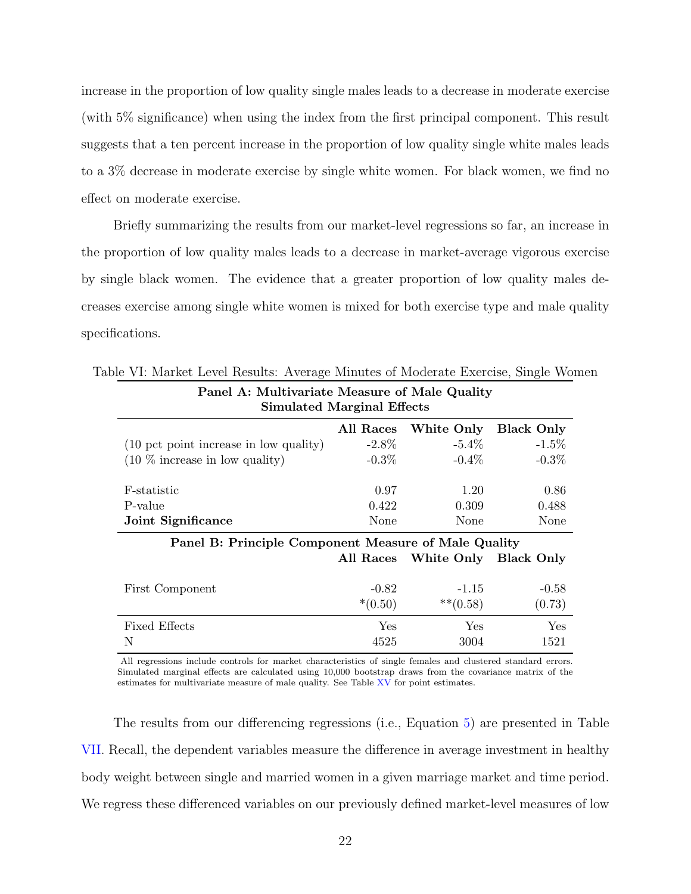increase in the proportion of low quality single males leads to a decrease in moderate exercise (with 5% significance) when using the index from the first principal component. This result suggests that a ten percent increase in the proportion of low quality single white males leads to a 3% decrease in moderate exercise by single white women. For black women, we find no effect on moderate exercise.

Briefly summarizing the results from our market-level regressions so far, an increase in the proportion of low quality males leads to a decrease in market-average vigorous exercise by single black women. The evidence that a greater proportion of low quality males decreases exercise among single white women is mixed for both exercise type and male quality specifications.

Table VI: Market Level Results: Average Minutes of Moderate Exercise, Single Women

| **Panel A: Multivariate Measure of Male Quality** **Simulated Marginal Effects** | | | |
|---|---|---|---|
| | **All Races** | **White Only** | **Black Only** |
| (10 pct point increase in low quality) | -2.8% | -5.4% | -1.5% |
| (10 % increase in low quality) | -0.3% | -0.4% | -0.3% |
| | | | |
| F-statistic | 0.97 | 1.20 | 0.86 |
| P-value | 0.422 | 0.309 | 0.488 |
| **Joint Significance** | None | None | None |
| **Panel B: Principle Component Measure of Male Quality** | | | |
| | **All Races** | **White Only** | **Black Only** |
| First Component | -0.82 | -1.15 | -0.58 |
| | *(0.50) | **(0.58) | (0.73) |
| Fixed Effects | Yes | Yes | Yes |
| N | 4525 | 3004 | 1521 |

All regressions include controls for market characteristics of single females and clustered standard errors. Simulated marginal effects are calculated using 10,000 bootstrap draws from the covariance matrix of the estimates for multivariate measure of male quality. See Table XV for point estimates.

The results from our differencing regressions (i.e., Equation 5) are presented in Table VII. Recall, the dependent variables measure the difference in average investment in healthy body weight between single and married women in a given marriage market and time period. We regress these differenced variables on our previously defined market-level measures of low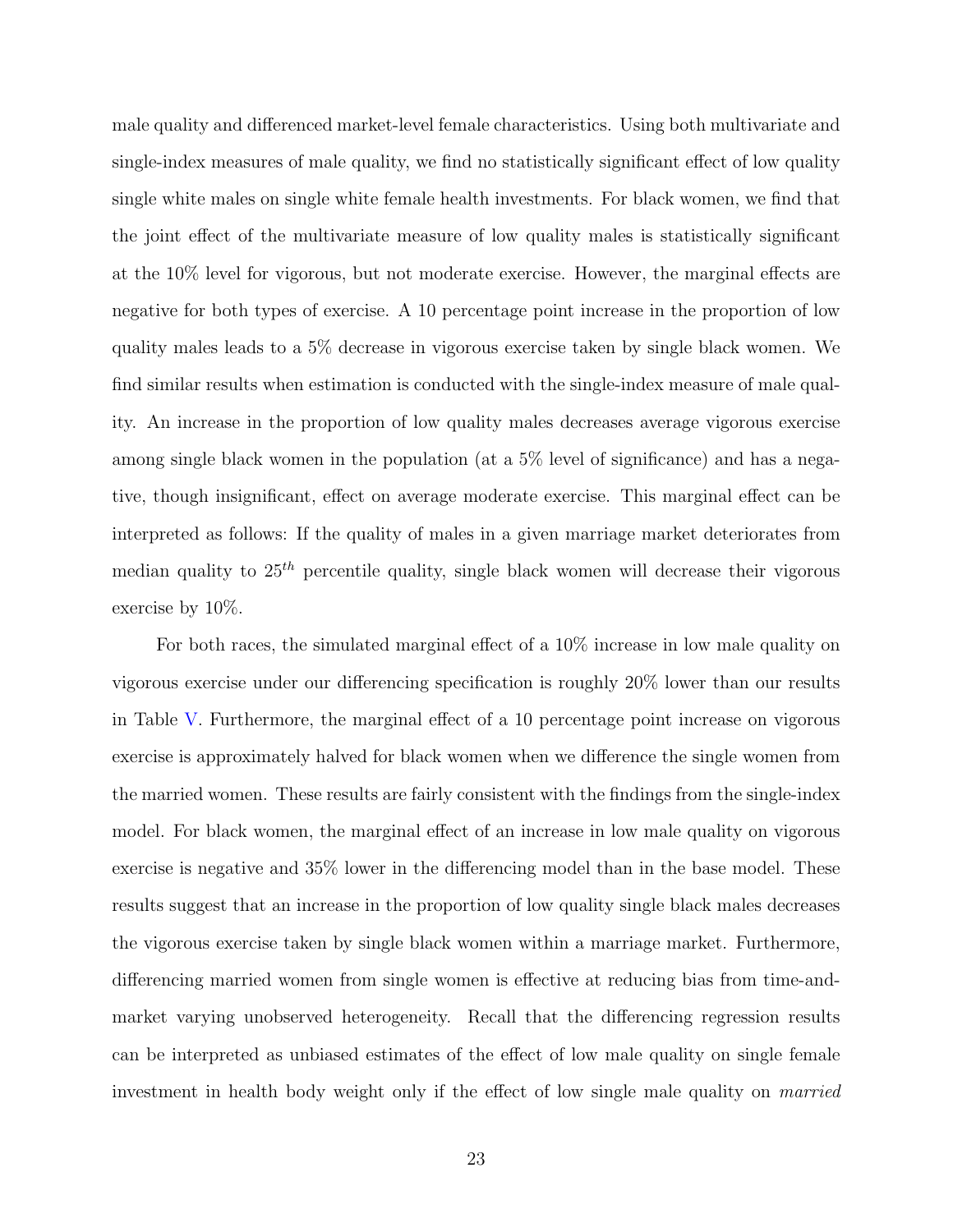male quality and differenced market-level female characteristics. Using both multivariate and single-index measures of male quality, we find no statistically significant effect of low quality single white males on single white female health investments. For black women, we find that the joint effect of the multivariate measure of low quality males is statistically significant at the 10% level for vigorous, but not moderate exercise. However, the marginal effects are negative for both types of exercise. A 10 percentage point increase in the proportion of low quality males leads to a 5% decrease in vigorous exercise taken by single black women. We find similar results when estimation is conducted with the single-index measure of male quality. An increase in the proportion of low quality males decreases average vigorous exercise among single black women in the population (at a 5% level of significance) and has a negative, though insignificant, effect on average moderate exercise. This marginal effect can be interpreted as follows: If the quality of males in a given marriage market deteriorates from median quality to $25^{th}$ percentile quality, single black women will decrease their vigorous exercise by 10%.

For both races, the simulated marginal effect of a 10% increase in low male quality on vigorous exercise under our differencing specification is roughly 20% lower than our results in Table V. Furthermore, the marginal effect of a 10 percentage point increase on vigorous exercise is approximately halved for black women when we difference the single women from the married women. These results are fairly consistent with the findings from the single-index model. For black women, the marginal effect of an increase in low male quality on vigorous exercise is negative and 35% lower in the differencing model than in the base model. These results suggest that an increase in the proportion of low quality single black males decreases the vigorous exercise taken by single black women within a marriage market. Furthermore, differencing married women from single women is effective at reducing bias from time-and-market varying unobserved heterogeneity. Recall that the differencing regression results can be interpreted as unbiased estimates of the effect of low male quality on single female investment in health body weight only if the effect of low single male quality on *married*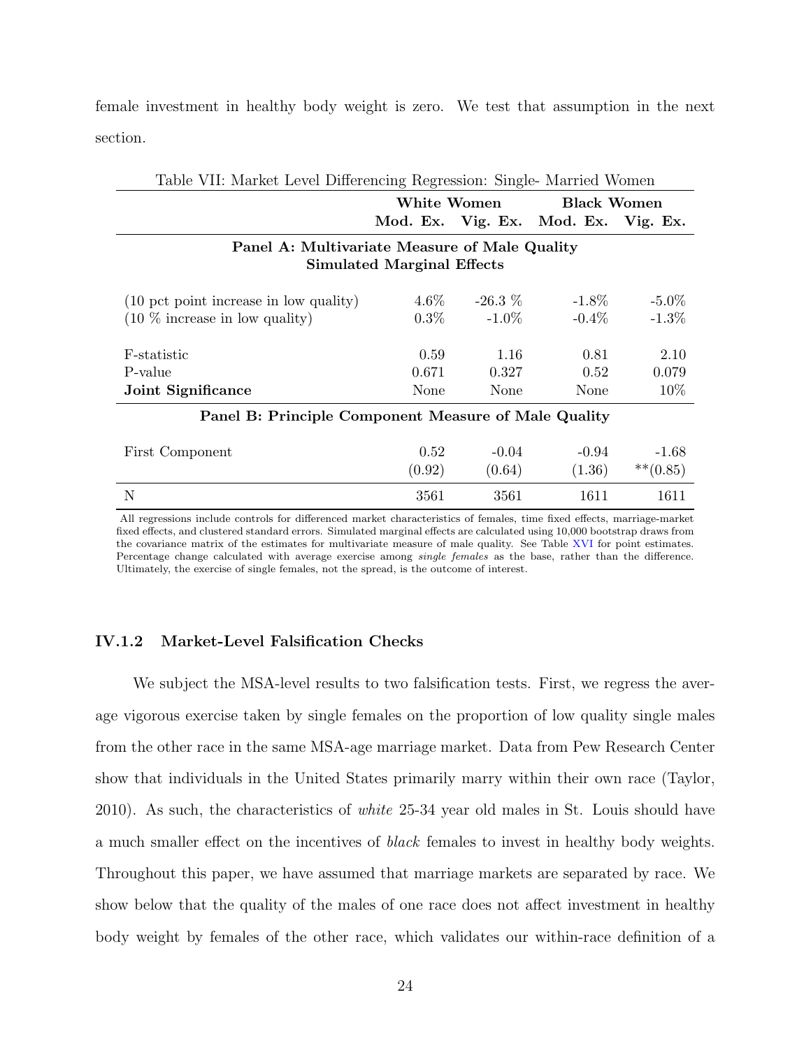female investment in healthy body weight is zero. We test that assumption in the next section.

Table VII: Market Level Differencing Regression: Single- Married Women

| | **White Women** | | **Black Women** | |
|---|---|---|---|---|
| | **Mod. Ex.** | **Vig. Ex.** | **Mod. Ex.** | **Vig. Ex.** |
| **Panel A: Multivariate Measure of Male Quality** | | | | |
| **Simulated Marginal Effects** | | | | |
| (10 pct point increase in low quality) | 4.6% | -26.3 % | -1.8% | -5.0% |
| (10 % increase in low quality) | 0.3% | -1.0% | -0.4% | -1.3% |
| F-statistic | 0.59 | 1.16 | 0.81 | 2.10 |
| P-value | 0.671 | 0.327 | 0.52 | 0.079 |
| **Joint Significance** | None | None | None | 10% |
| **Panel B: Principle Component Measure of Male Quality** | | | | |
| First Component | 0.52 | -0.04 | -0.94 | -1.68 |
| | (0.92) | (0.64) | (1.36) | **(0.85) |
| N | 3561 | 3561 | 1611 | 1611 |

All regressions include controls for differenced market characteristics of females, time fixed effects, marriage-market fixed effects, and clustered standard errors. Simulated marginal effects are calculated using 10,000 bootstrap draws from the covariance matrix of the estimates for multivariate measure of male quality. See Table XVI for point estimates. Percentage change calculated with average exercise among *single females* as the base, rather than the difference. Ultimately, the exercise of single females, not the spread, is the outcome of interest.

### IV.1.2 Market-Level Falsification Checks

We subject the MSA-level results to two falsification tests. First, we regress the average vigorous exercise taken by single females on the proportion of low quality single males from the other race in the same MSA-age marriage market. Data from Pew Research Center show that individuals in the United States primarily marry within their own race (Taylor, 2010). As such, the characteristics of *white* 25-34 year old males in St. Louis should have a much smaller effect on the incentives of *black* females to invest in healthy body weights. Throughout this paper, we have assumed that marriage markets are separated by race. We show below that the quality of the males of one race does not affect investment in healthy body weight by females of the other race, which validates our within-race definition of a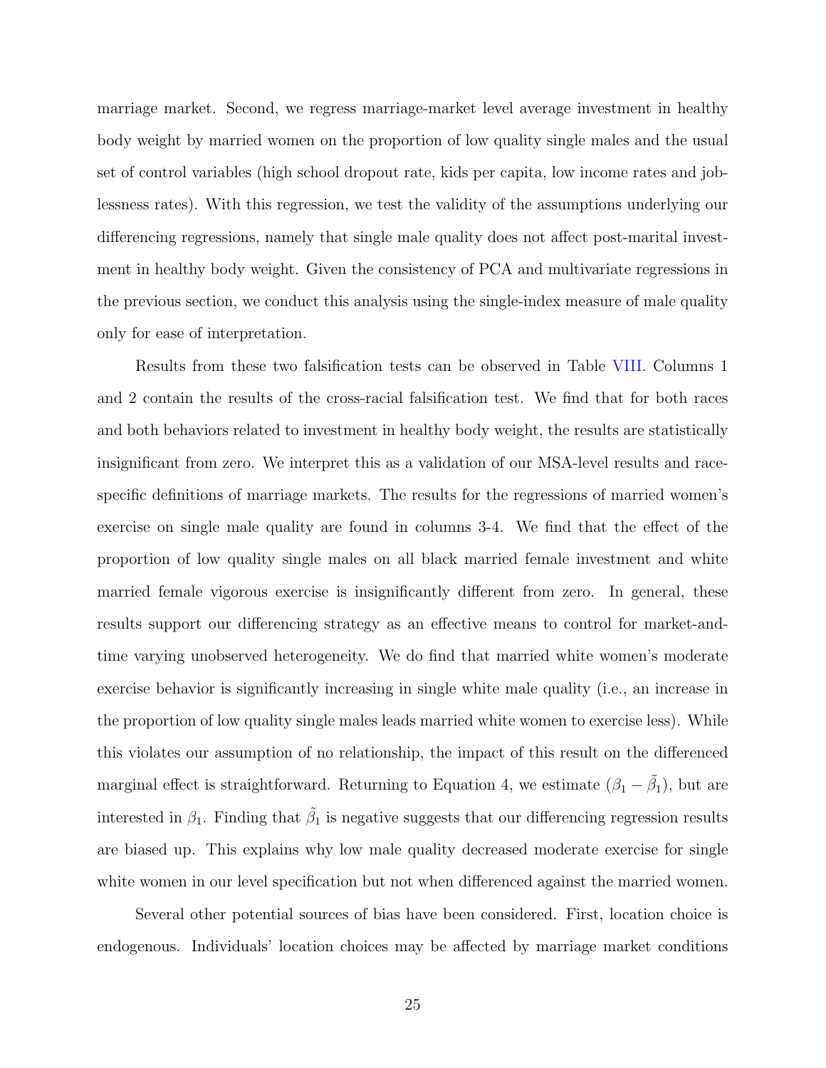marriage market. Second, we regress marriage-market level average investment in healthy body weight by married women on the proportion of low quality single males and the usual set of control variables (high school dropout rate, kids per capita, low income rates and joblessness rates). With this regression, we test the validity of the assumptions underlying our differencing regressions, namely that single male quality does not affect post-marital investment in healthy body weight. Given the consistency of PCA and multivariate regressions in the previous section, we conduct this analysis using the single-index measure of male quality only for ease of interpretation.

Results from these two falsification tests can be observed in Table VIII. Columns 1 and 2 contain the results of the cross-racial falsification test. We find that for both races and both behaviors related to investment in healthy body weight, the results are statistically insignificant from zero. We interpret this as a validation of our MSA-level results and race-specific definitions of marriage markets. The results for the regressions of married women's exercise on single male quality are found in columns 3-4. We find that the effect of the proportion of low quality single males on all black married female investment and white married female vigorous exercise is insignificantly different from zero. In general, these results support our differencing strategy as an effective means to control for market-and-time varying unobserved heterogeneity. We do find that married white women's moderate exercise behavior is significantly increasing in single white male quality (i.e., an increase in the proportion of low quality single males leads married white women to exercise less). While this violates our assumption of no relationship, the impact of this result on the differenced marginal effect is straightforward. Returning to Equation 4, we estimate $(\beta_1 - \tilde{\beta}_1)$, but are interested in $\beta_1$. Finding that $\tilde{\beta}_1$ is negative suggests that our differencing regression results are biased up. This explains why low male quality decreased moderate exercise for single white women in our level specification but not when differenced against the married women.

Several other potential sources of bias have been considered. First, location choice is endogenous. Individuals' location choices may be affected by marriage market conditions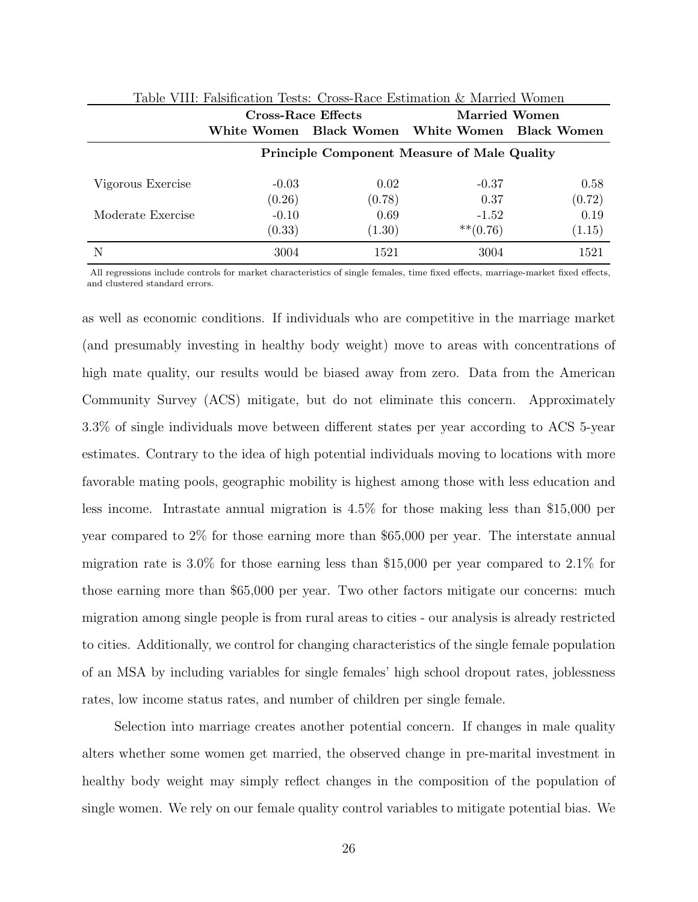Table VIII: Falsification Tests: Cross-Race Estimation & Married Women

| | **Cross-Race Effects** | | **Married Women** | |
|---|---|---|---|---|
| | **White Women** | **Black Women** | **White Women** | **Black Women** |
| | **Principle Component Measure of Male Quality** | | | |
| Vigorous Exercise | -0.03 | 0.02 | -0.37 | 0.58 |
| | (0.26) | (0.78) | 0.37 | (0.72) |
| Moderate Exercise | -0.10 | 0.69 | -1.52 | 0.19 |
| | (0.33) | (1.30) | **(0.76) | (1.15) |
| N | 3004 | 1521 | 3004 | 1521 |

All regressions include controls for market characteristics of single females, time fixed effects, marriage-market fixed effects, and clustered standard errors.

as well as economic conditions. If individuals who are competitive in the marriage market (and presumably investing in healthy body weight) move to areas with concentrations of high mate quality, our results would be biased away from zero. Data from the American Community Survey (ACS) mitigate, but do not eliminate this concern. Approximately 3.3% of single individuals move between different states per year according to ACS 5-year estimates. Contrary to the idea of high potential individuals moving to locations with more favorable mating pools, geographic mobility is highest among those with less education and less income. Intrastate annual migration is 4.5% for those making less than \$15,000 per year compared to 2% for those earning more than \$65,000 per year. The interstate annual migration rate is 3.0% for those earning less than \$15,000 per year compared to 2.1% for those earning more than \$65,000 per year. Two other factors mitigate our concerns: much migration among single people is from rural areas to cities - our analysis is already restricted to cities. Additionally, we control for changing characteristics of the single female population of an MSA by including variables for single females' high school dropout rates, joblessness rates, low income status rates, and number of children per single female.

Selection into marriage creates another potential concern. If changes in male quality alters whether some women get married, the observed change in pre-marital investment in healthy body weight may simply reflect changes in the composition of the population of single women. We rely on our female quality control variables to mitigate potential bias. We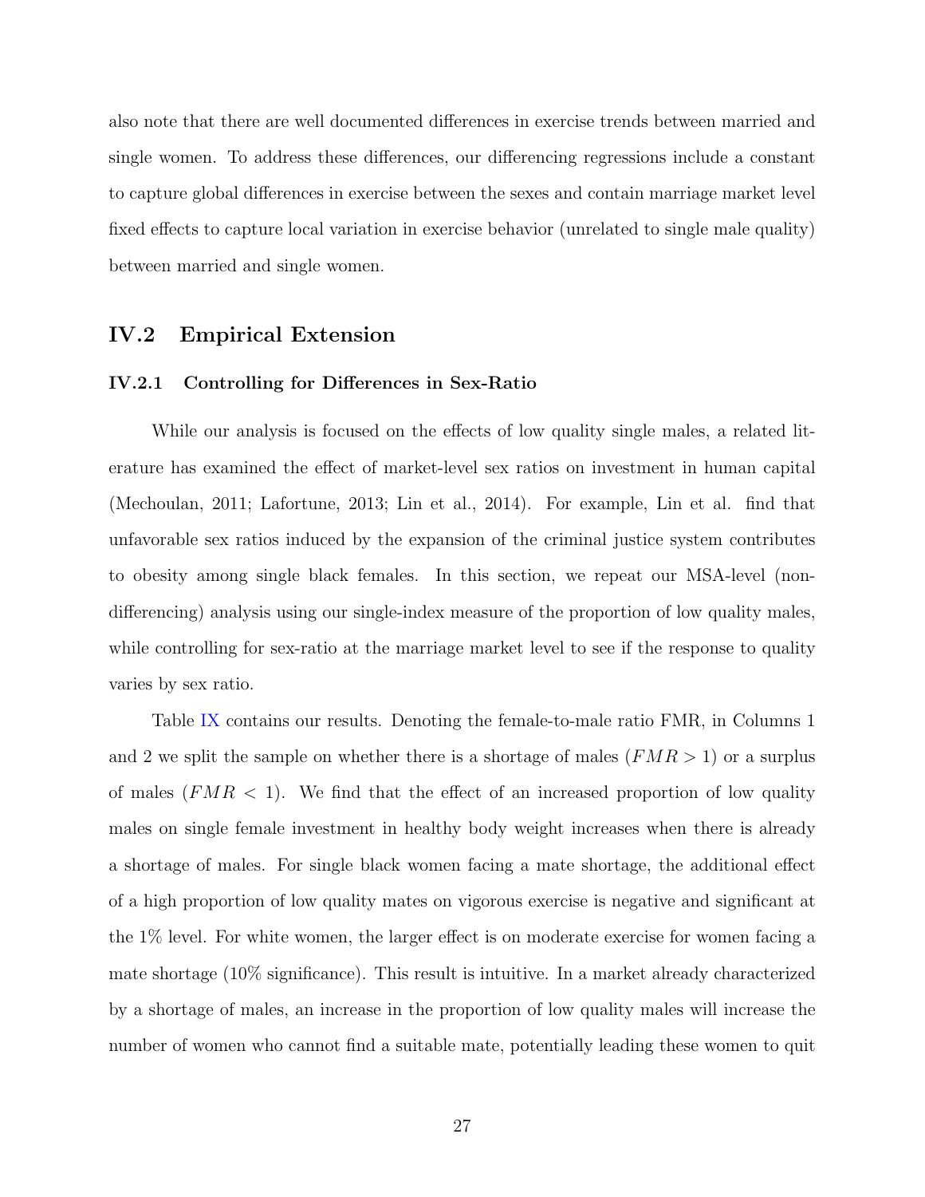also note that there are well documented differences in exercise trends between married and single women. To address these differences, our differencing regressions include a constant to capture global differences in exercise between the sexes and contain marriage market level fixed effects to capture local variation in exercise behavior (unrelated to single male quality) between married and single women.

## IV.2 Empirical Extension

### IV.2.1 Controlling for Differences in Sex-Ratio

While our analysis is focused on the effects of low quality single males, a related literature has examined the effect of market-level sex ratios on investment in human capital (Mechoulan, 2011; Lafortune, 2013; Lin et al., 2014). For example, Lin et al. find that unfavorable sex ratios induced by the expansion of the criminal justice system contributes to obesity among single black females. In this section, we repeat our MSA-level (non-differencing) analysis using our single-index measure of the proportion of low quality males, while controlling for sex-ratio at the marriage market level to see if the response to quality varies by sex ratio.

Table IX contains our results. Denoting the female-to-male ratio FMR, in Columns 1 and 2 we split the sample on whether there is a shortage of males ($FMR > 1$) or a surplus of males ($FMR < 1$). We find that the effect of an increased proportion of low quality males on single female investment in healthy body weight increases when there is already a shortage of males. For single black women facing a mate shortage, the additional effect of a high proportion of low quality mates on vigorous exercise is negative and significant at the 1% level. For white women, the larger effect is on moderate exercise for women facing a mate shortage (10% significance). This result is intuitive. In a market already characterized by a shortage of males, an increase in the proportion of low quality males will increase the number of women who cannot find a suitable mate, potentially leading these women to quit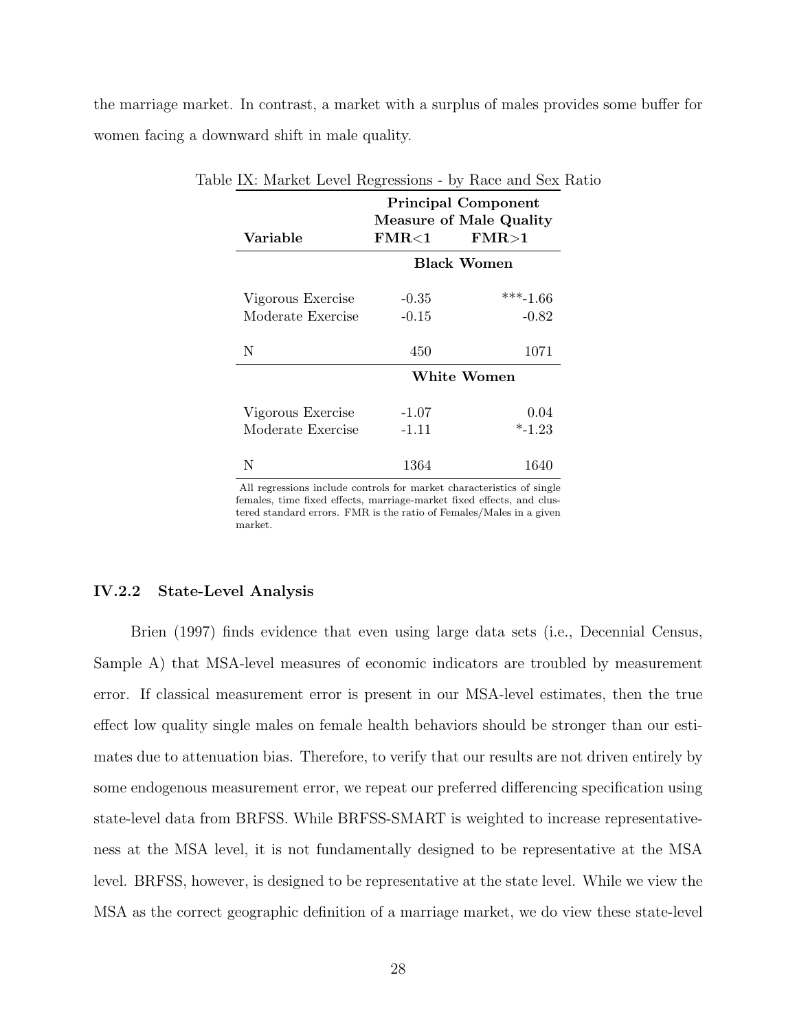the marriage market. In contrast, a market with a surplus of males provides some buffer for women facing a downward shift in male quality.

Table IX: Market Level Regressions - by Race and Sex Ratio

| | **Principal Component Measure of Male Quality** | |
|---|---|---|
| **Variable** | **FMR<1** | **FMR>1** |
| | **Black Women** | |
| Vigorous Exercise | -0.35 | ***-1.66 |
| Moderate Exercise | -0.15 | -0.82 |
| N | 450 | 1071 |
| | **White Women** | |
| Vigorous Exercise | -1.07 | 0.04 |
| Moderate Exercise | -1.11 | *-1.23 |
| N | 1364 | 1640 |

All regressions include controls for market characteristics of single females, time fixed effects, marriage-market fixed effects, and clustered standard errors. FMR is the ratio of Females/Males in a given market.

### IV.2.2 State-Level Analysis

Brien (1997) finds evidence that even using large data sets (i.e., Decennial Census, Sample A) that MSA-level measures of economic indicators are troubled by measurement error. If classical measurement error is present in our MSA-level estimates, then the true effect low quality single males on female health behaviors should be stronger than our estimates due to attenuation bias. Therefore, to verify that our results are not driven entirely by some endogenous measurement error, we repeat our preferred differencing specification using state-level data from BRFSS. While BRFSS-SMART is weighted to increase representativeness at the MSA level, it is not fundamentally designed to be representative at the MSA level. BRFSS, however, is designed to be representative at the state level. While we view the MSA as the correct geographic definition of a marriage market, we do view these state-level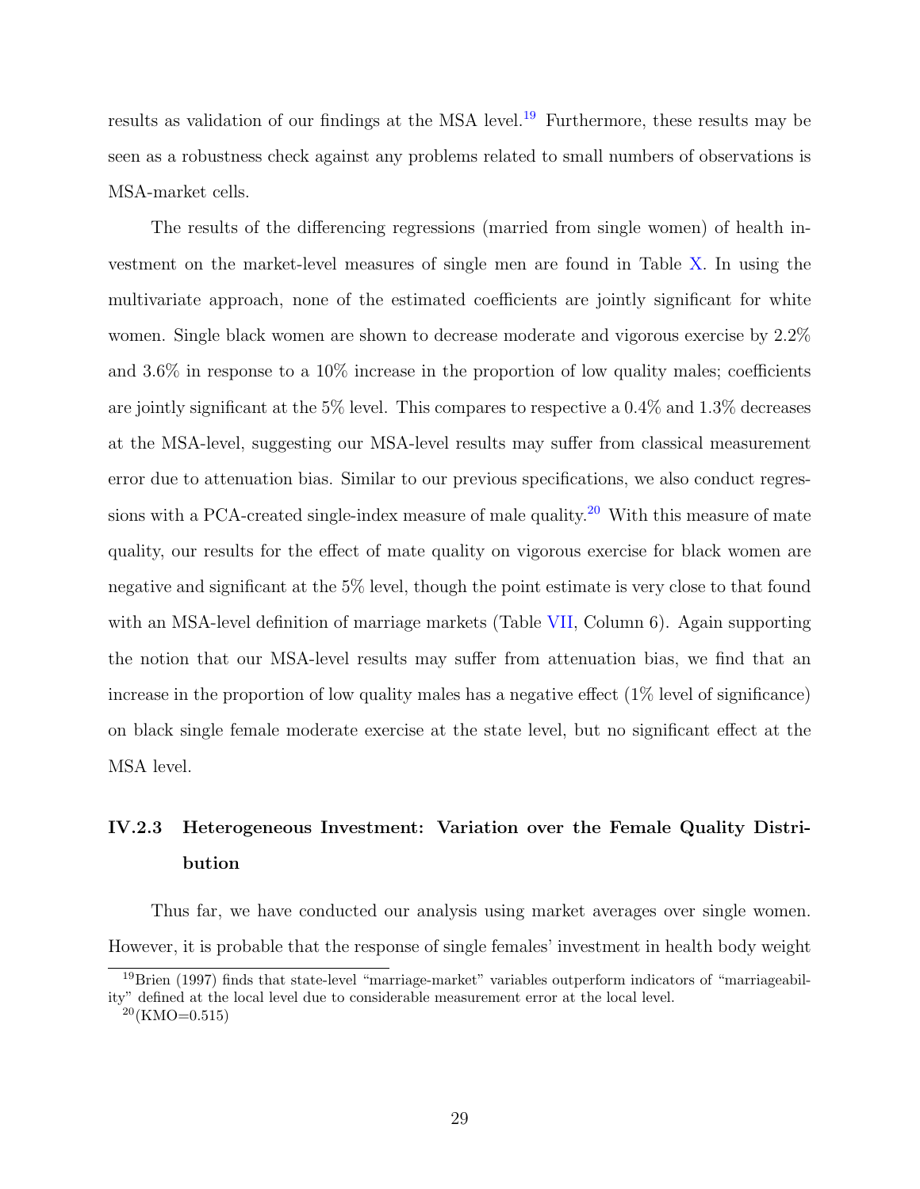results as validation of our findings at the MSA level.[19] Furthermore, these results may be seen as a robustness check against any problems related to small numbers of observations is MSA-market cells.

The results of the differencing regressions (married from single women) of health investment on the market-level measures of single men are found in Table X. In using the multivariate approach, none of the estimated coefficients are jointly significant for white women. Single black women are shown to decrease moderate and vigorous exercise by 2.2% and 3.6% in response to a 10% increase in the proportion of low quality males; coefficients are jointly significant at the 5% level. This compares to respective a 0.4% and 1.3% decreases at the MSA-level, suggesting our MSA-level results may suffer from classical measurement error due to attenuation bias. Similar to our previous specifications, we also conduct regressions with a PCA-created single-index measure of male quality.[20] With this measure of mate quality, our results for the effect of mate quality on vigorous exercise for black women are negative and significant at the 5% level, though the point estimate is very close to that found with an MSA-level definition of marriage markets (Table VII, Column 6). Again supporting the notion that our MSA-level results may suffer from attenuation bias, we find that an increase in the proportion of low quality males has a negative effect (1% level of significance) on black single female moderate exercise at the state level, but no significant effect at the MSA level.

### IV.2.3 Heterogeneous Investment: Variation over the Female Quality Distribution

Thus far, we have conducted our analysis using market averages over single women. However, it is probable that the response of single females' investment in health body weight

[19] Brien (1997) finds that state-level "marriage-market" variables outperform indicators of "marriageability" defined at the local level due to considerable measurement error at the local level.

[20] (KMO=0.515)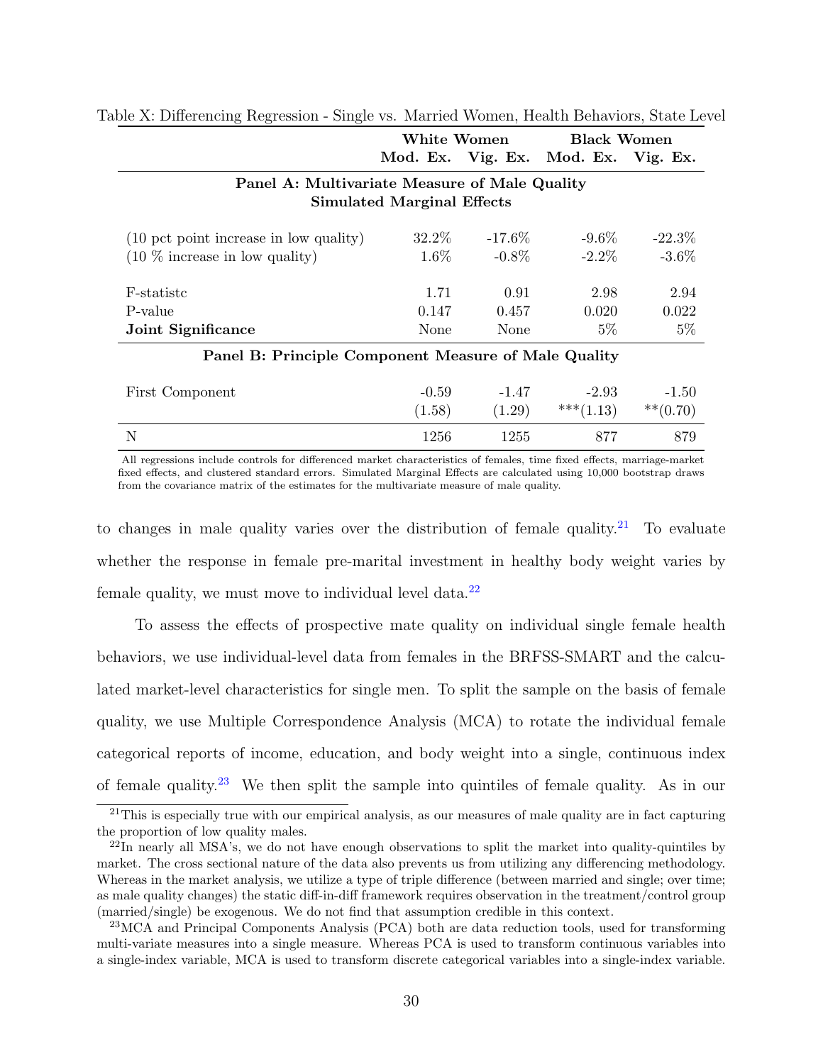Table X: Differencing Regression - Single vs. Married Women, Health Behaviors, State Level

| | White Women | | Black Women | |
|---|---|---|---|---|
| | Mod. Ex. | Vig. Ex. | Mod. Ex. | Vig. Ex. |
| **Panel A: Multivariate Measure of Male Quality** **Simulated Marginal Effects** | | | | |
| (10 pct point increase in low quality) | 32.2% | -17.6% | -9.6% | -22.3% |
| (10 % increase in low quality) | 1.6% | -0.8% | -2.2% | -3.6% |
| F-statistc | 1.71 | 0.91 | 2.98 | 2.94 |
| P-value | 0.147 | 0.457 | 0.020 | 0.022 |
| **Joint Significance** | None | None | 5% | 5% |
| **Panel B: Principle Component Measure of Male Quality** | | | | |
| First Component | -0.59 | -1.47 | -2.93 | -1.50 |
| | (1.58) | (1.29) | ***(1.13) | **(0.70) |
| N | 1256 | 1255 | 877 | 879 |

All regressions include controls for differenced market characteristics of females, time fixed effects, marriage-market fixed effects, and clustered standard errors. Simulated Marginal Effects are calculated using 10,000 bootstrap draws from the covariance matrix of the estimates for the multivariate measure of male quality.

to changes in male quality varies over the distribution of female quality.[21] To evaluate whether the response in female pre-marital investment in healthy body weight varies by female quality, we must move to individual level data.[22]

To assess the effects of prospective mate quality on individual single female health behaviors, we use individual-level data from females in the BRFSS-SMART and the calculated market-level characteristics for single men. To split the sample on the basis of female quality, we use Multiple Correspondence Analysis (MCA) to rotate the individual female categorical reports of income, education, and body weight into a single, continuous index of female quality.[23] We then split the sample into quintiles of female quality. As in our

[21] This is especially true with our empirical analysis, as our measures of male quality are in fact capturing the proportion of low quality males.

[22] In nearly all MSA's, we do not have enough observations to split the market into quality-quintiles by market. The cross sectional nature of the data also prevents us from utilizing any differencing methodology. Whereas in the market analysis, we utilize a type of triple difference (between married and single; over time; as male quality changes) the static diff-in-diff framework requires observation in the treatment/control group (married/single) be exogenous. We do not find that assumption credible in this context.

[23] MCA and Principal Components Analysis (PCA) both are data reduction tools, used for transforming multi-variate measures into a single measure. Whereas PCA is used to transform continuous variables into a single-index variable, MCA is used to transform discrete categorical variables into a single-index variable.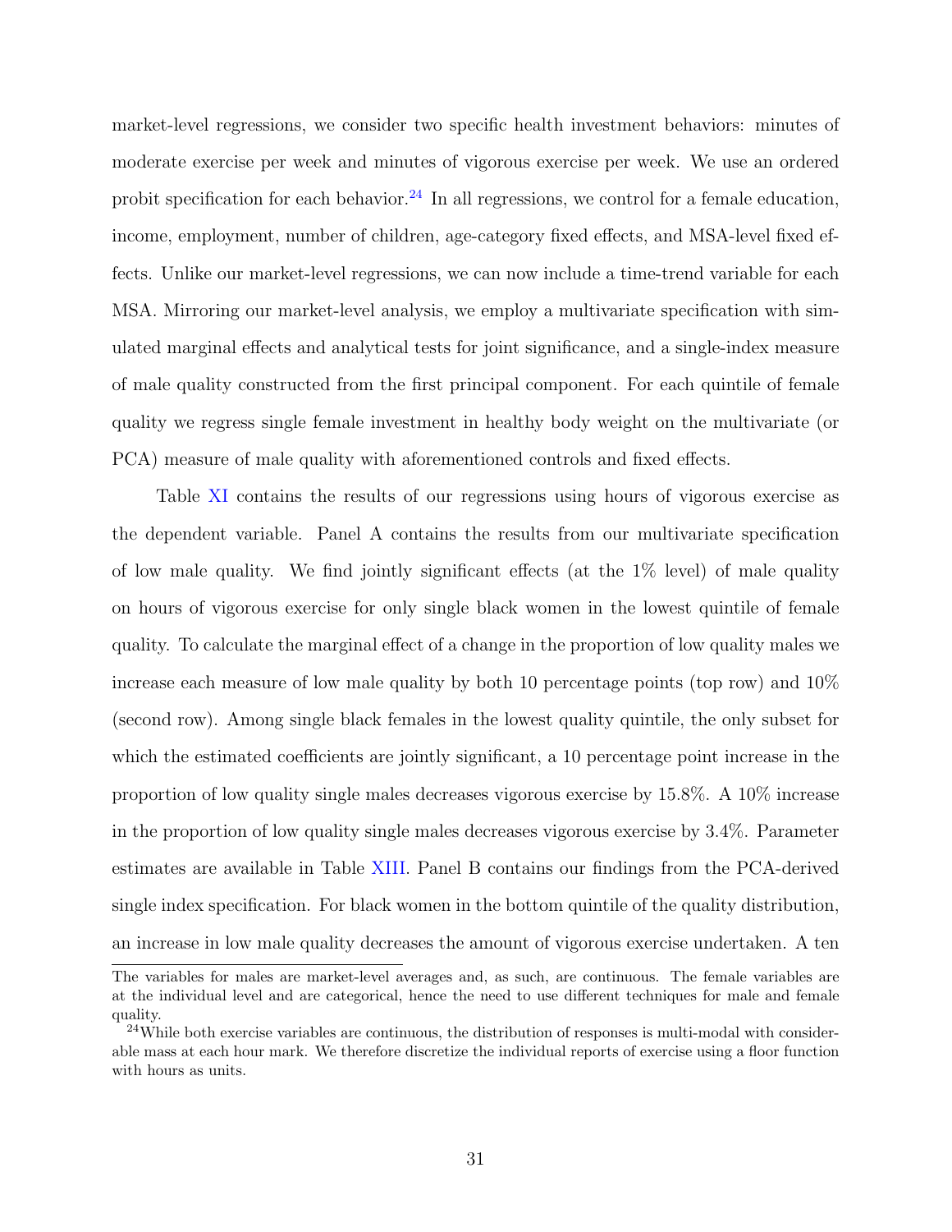market-level regressions, we consider two specific health investment behaviors: minutes of moderate exercise per week and minutes of vigorous exercise per week. We use an ordered probit specification for each behavior.[24] In all regressions, we control for a female education, income, employment, number of children, age-category fixed effects, and MSA-level fixed effects. Unlike our market-level regressions, we can now include a time-trend variable for each MSA. Mirroring our market-level analysis, we employ a multivariate specification with simulated marginal effects and analytical tests for joint significance, and a single-index measure of male quality constructed from the first principal component. For each quintile of female quality we regress single female investment in healthy body weight on the multivariate (or PCA) measure of male quality with aforementioned controls and fixed effects.

Table XI contains the results of our regressions using hours of vigorous exercise as the dependent variable. Panel A contains the results from our multivariate specification of low male quality. We find jointly significant effects (at the 1% level) of male quality on hours of vigorous exercise for only single black women in the lowest quintile of female quality. To calculate the marginal effect of a change in the proportion of low quality males we increase each measure of low male quality by both 10 percentage points (top row) and 10% (second row). Among single black females in the lowest quality quintile, the only subset for which the estimated coefficients are jointly significant, a 10 percentage point increase in the proportion of low quality single males decreases vigorous exercise by 15.8%. A 10% increase in the proportion of low quality single males decreases vigorous exercise by 3.4%. Parameter estimates are available in Table XIII. Panel B contains our findings from the PCA-derived single index specification. For black women in the bottom quintile of the quality distribution, an increase in low male quality decreases the amount of vigorous exercise undertaken. A ten

The variables for males are market-level averages and, as such, are continuous. The female variables are at the individual level and are categorical, hence the need to use different techniques for male and female quality.

[24] While both exercise variables are continuous, the distribution of responses is multi-modal with considerable mass at each hour mark. We therefore discretize the individual reports of exercise using a floor function with hours as units.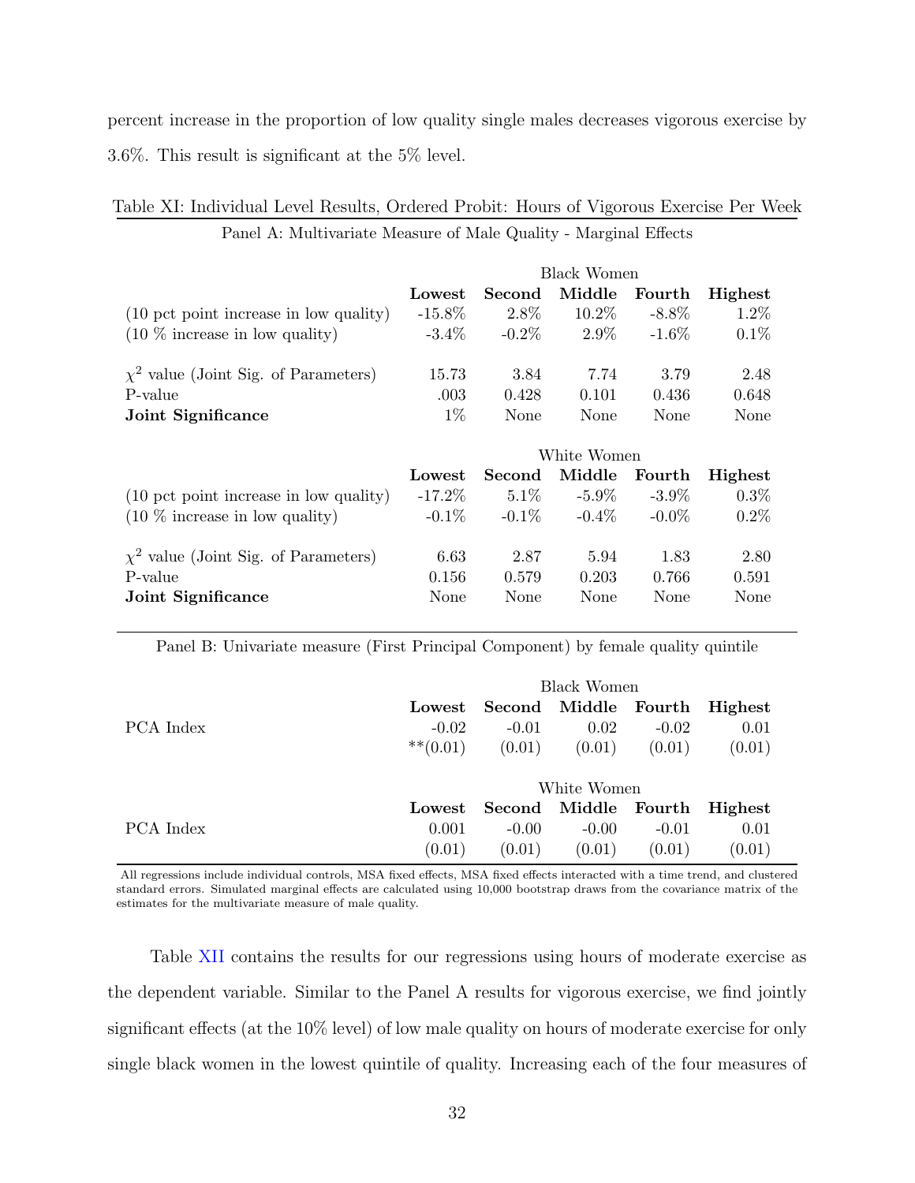percent increase in the proportion of low quality single males decreases vigorous exercise by 3.6%. This result is significant at the 5% level.

Table XI: Individual Level Results, Ordered Probit: Hours of Vigorous Exercise Per Week

Panel A: Multivariate Measure of Male Quality - Marginal Effects

| | Black Women | | | | |
|---|---|---|---|---|---|
| | **Lowest** | **Second** | **Middle** | **Fourth** | **Highest** |
| (10 pct point increase in low quality) | -15.8% | 2.8% | 10.2% | -8.8% | 1.2% |
| (10 % increase in low quality) | -3.4% | -0.2% | 2.9% | -1.6% | 0.1% |
| $\chi^2$ value (Joint Sig. of Parameters) | 15.73 | 3.84 | 7.74 | 3.79 | 2.48 |
| P-value | .003 | 0.428 | 0.101 | 0.436 | 0.648 |
| **Joint Significance** | 1% | None | None | None | None |

| | White Women | | | | |
|---|---|---|---|---|---|
| | **Lowest** | **Second** | **Middle** | **Fourth** | **Highest** |
| (10 pct point increase in low quality) | -17.2% | 5.1% | -5.9% | -3.9% | 0.3% |
| (10 % increase in low quality) | -0.1% | -0.1% | -0.4% | -0.0% | 0.2% |
| $\chi^2$ value (Joint Sig. of Parameters) | 6.63 | 2.87 | 5.94 | 1.83 | 2.80 |
| P-value | 0.156 | 0.579 | 0.203 | 0.766 | 0.591 |
| **Joint Significance** | None | None | None | None | None |

Panel B: Univariate measure (First Principal Component) by female quality quintile

| | Black Women | | | | |
|---|---|---|---|---|---|
| | **Lowest** | **Second** | **Middle** | **Fourth** | **Highest** |
| PCA Index | -0.02 | -0.01 | 0.02 | -0.02 | 0.01 |
| | **(0.01) | (0.01) | (0.01) | (0.01) | (0.01) |

| | White Women | | | | |
|---|---|---|---|---|---|
| | **Lowest** | **Second** | **Middle** | **Fourth** | **Highest** |
| PCA Index | 0.001 | -0.00 | -0.00 | -0.01 | 0.01 |
| | (0.01) | (0.01) | (0.01) | (0.01) | (0.01) |

All regressions include individual controls, MSA fixed effects, MSA fixed effects interacted with a time trend, and clustered standard errors. Simulated marginal effects are calculated using 10,000 bootstrap draws from the covariance matrix of the estimates for the multivariate measure of male quality.

Table XII contains the results for our regressions using hours of moderate exercise as the dependent variable. Similar to the Panel A results for vigorous exercise, we find jointly significant effects (at the 10% level) of low male quality on hours of moderate exercise for only single black women in the lowest quintile of quality. Increasing each of the four measures of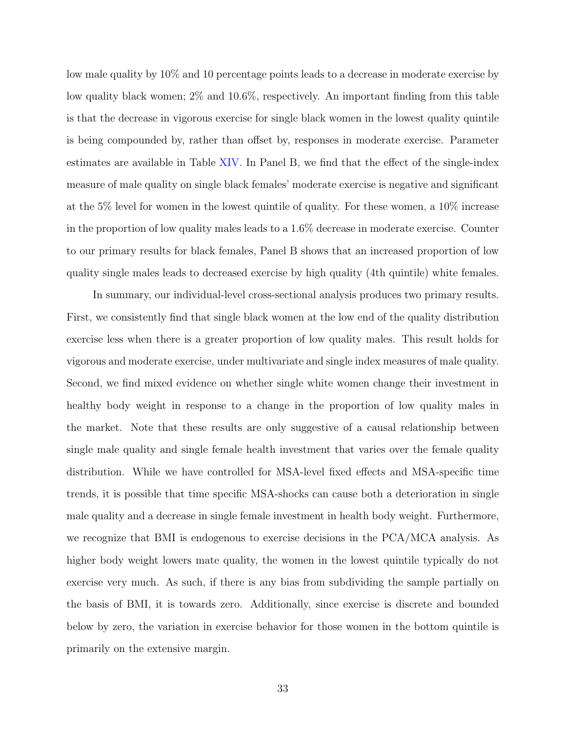low male quality by 10% and 10 percentage points leads to a decrease in moderate exercise by low quality black women; 2% and 10.6%, respectively. An important finding from this table is that the decrease in vigorous exercise for single black women in the lowest quality quintile is being compounded by, rather than offset by, responses in moderate exercise. Parameter estimates are available in Table XIV. In Panel B, we find that the effect of the single-index measure of male quality on single black females' moderate exercise is negative and significant at the 5% level for women in the lowest quintile of quality. For these women, a 10% increase in the proportion of low quality males leads to a 1.6% decrease in moderate exercise. Counter to our primary results for black females, Panel B shows that an increased proportion of low quality single males leads to decreased exercise by high quality (4th quintile) white females.

In summary, our individual-level cross-sectional analysis produces two primary results. First, we consistently find that single black women at the low end of the quality distribution exercise less when there is a greater proportion of low quality males. This result holds for vigorous and moderate exercise, under multivariate and single index measures of male quality. Second, we find mixed evidence on whether single white women change their investment in healthy body weight in response to a change in the proportion of low quality males in the market. Note that these results are only suggestive of a causal relationship between single male quality and single female health investment that varies over the female quality distribution. While we have controlled for MSA-level fixed effects and MSA-specific time trends, it is possible that time specific MSA-shocks can cause both a deterioration in single male quality and a decrease in single female investment in health body weight. Furthermore, we recognize that BMI is endogenous to exercise decisions in the PCA/MCA analysis. As higher body weight lowers mate quality, the women in the lowest quintile typically do not exercise very much. As such, if there is any bias from subdividing the sample partially on the basis of BMI, it is towards zero. Additionally, since exercise is discrete and bounded below by zero, the variation in exercise behavior for those women in the bottom quintile is primarily on the extensive margin.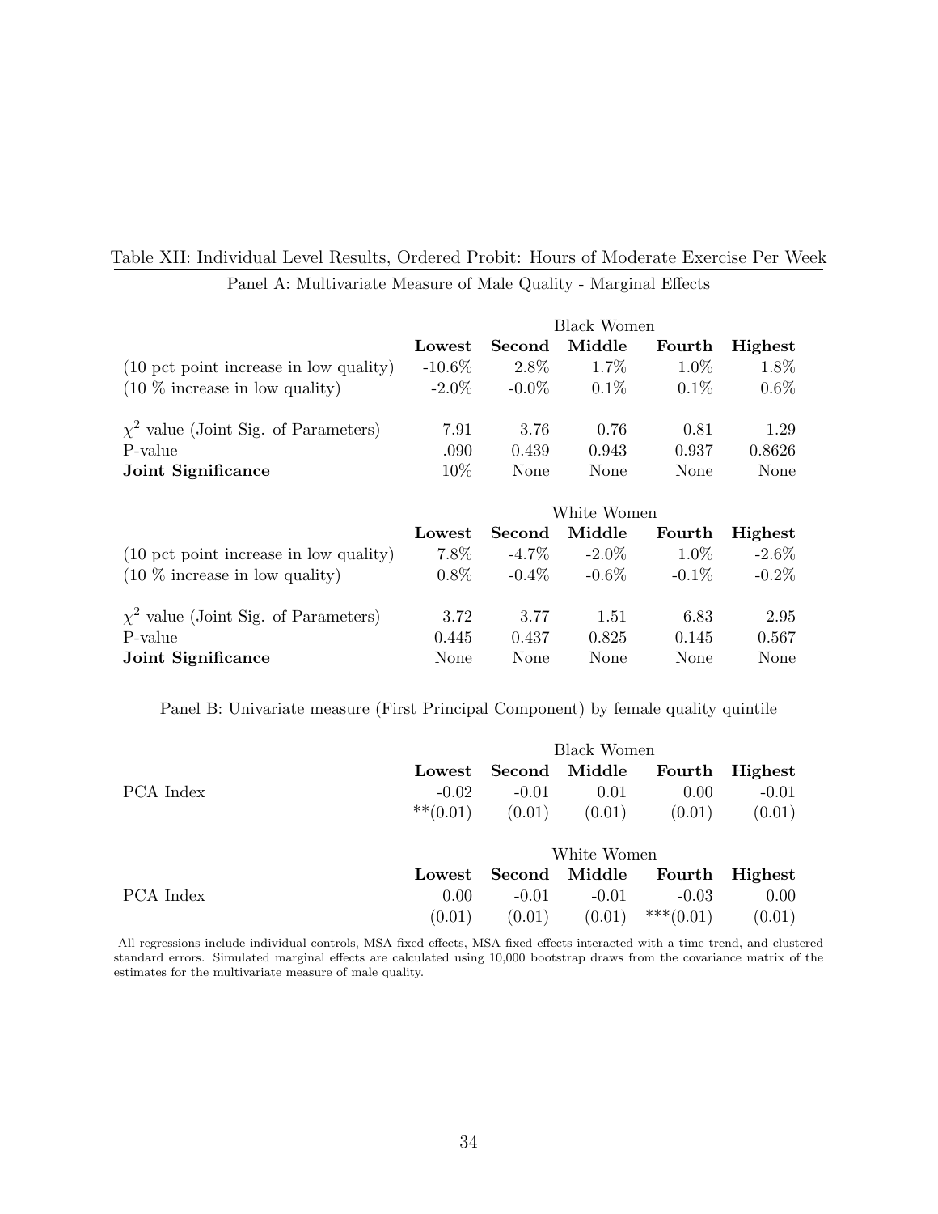Table XII: Individual Level Results, Ordered Probit: Hours of Moderate Exercise Per Week

Panel A: Multivariate Measure of Male Quality - Marginal Effects

| | Black Women | | | | |
|---|---|---|---|---|---|
| | **Lowest** | **Second** | **Middle** | **Fourth** | **Highest** |
| (10 pct point increase in low quality) | -10.6% | 2.8% | 1.7% | 1.0% | 1.8% |
| (10 % increase in low quality) | -2.0% | -0.0% | 0.1% | 0.1% | 0.6% |
| $\chi^2$ value (Joint Sig. of Parameters) | 7.91 | 3.76 | 0.76 | 0.81 | 1.29 |
| P-value | .090 | 0.439 | 0.943 | 0.937 | 0.8626 |
| **Joint Significance** | 10% | None | None | None | None |

| | White Women | | | | |
|---|---|---|---|---|---|
| | **Lowest** | **Second** | **Middle** | **Fourth** | **Highest** |
| (10 pct point increase in low quality) | 7.8% | -4.7% | -2.0% | 1.0% | -2.6% |
| (10 % increase in low quality) | 0.8% | -0.4% | -0.6% | -0.1% | -0.2% |
| $\chi^2$ value (Joint Sig. of Parameters) | 3.72 | 3.77 | 1.51 | 6.83 | 2.95 |
| P-value | 0.445 | 0.437 | 0.825 | 0.145 | 0.567 |
| **Joint Significance** | None | None | None | None | None |

Panel B: Univariate measure (First Principal Component) by female quality quintile

| | Black Women | | | | |
|---|---|---|---|---|---|
| | **Lowest** | **Second** | **Middle** | **Fourth** | **Highest** |
| PCA Index | -0.02 | -0.01 | 0.01 | 0.00 | -0.01 |
| | **(0.01) | (0.01) | (0.01) | (0.01) | (0.01) |

| | White Women | | | | |
|---|---|---|---|---|---|
| | **Lowest** | **Second** | **Middle** | **Fourth** | **Highest** |
| PCA Index | 0.00 | -0.01 | -0.01 | -0.03 | 0.00 |
| | (0.01) | (0.01) | (0.01) | ***(0.01) | (0.01) |

All regressions include individual controls, MSA fixed effects, MSA fixed effects interacted with a time trend, and clustered standard errors. Simulated marginal effects are calculated using 10,000 bootstrap draws from the covariance matrix of the estimates for the multivariate measure of male quality.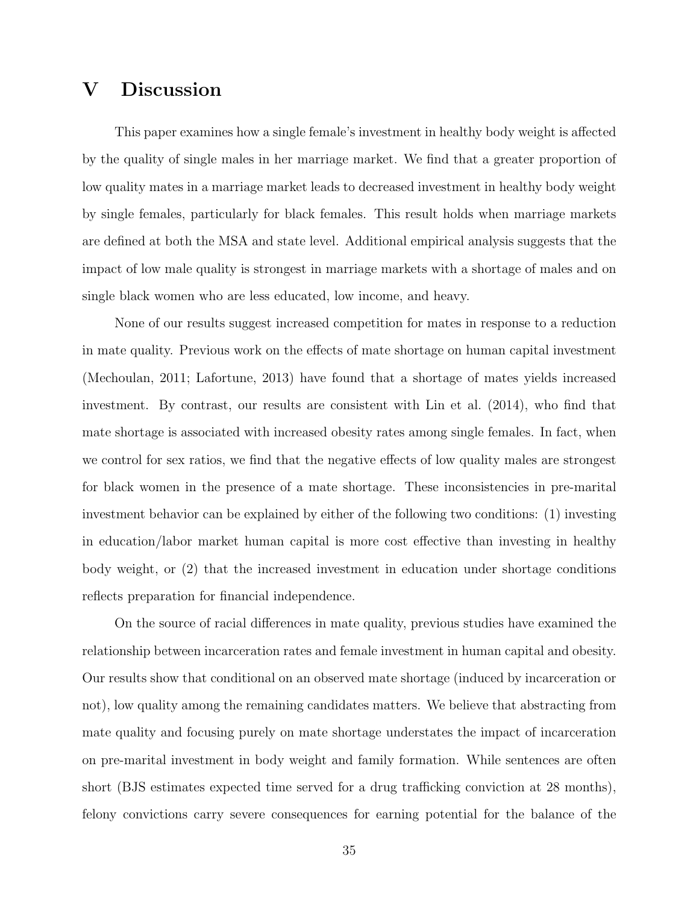# V Discussion

This paper examines how a single female's investment in healthy body weight is affected by the quality of single males in her marriage market. We find that a greater proportion of low quality mates in a marriage market leads to decreased investment in healthy body weight by single females, particularly for black females. This result holds when marriage markets are defined at both the MSA and state level. Additional empirical analysis suggests that the impact of low male quality is strongest in marriage markets with a shortage of males and on single black women who are less educated, low income, and heavy.

None of our results suggest increased competition for mates in response to a reduction in mate quality. Previous work on the effects of mate shortage on human capital investment (Mechoulan, 2011; Lafortune, 2013) have found that a shortage of mates yields increased investment. By contrast, our results are consistent with Lin et al. (2014), who find that mate shortage is associated with increased obesity rates among single females. In fact, when we control for sex ratios, we find that the negative effects of low quality males are strongest for black women in the presence of a mate shortage. These inconsistencies in pre-marital investment behavior can be explained by either of the following two conditions: (1) investing in education/labor market human capital is more cost effective than investing in healthy body weight, or (2) that the increased investment in education under shortage conditions reflects preparation for financial independence.

On the source of racial differences in mate quality, previous studies have examined the relationship between incarceration rates and female investment in human capital and obesity. Our results show that conditional on an observed mate shortage (induced by incarceration or not), low quality among the remaining candidates matters. We believe that abstracting from mate quality and focusing purely on mate shortage understates the impact of incarceration on pre-marital investment in body weight and family formation. While sentences are often short (BJS estimates expected time served for a drug trafficking conviction at 28 months), felony convictions carry severe consequences for earning potential for the balance of the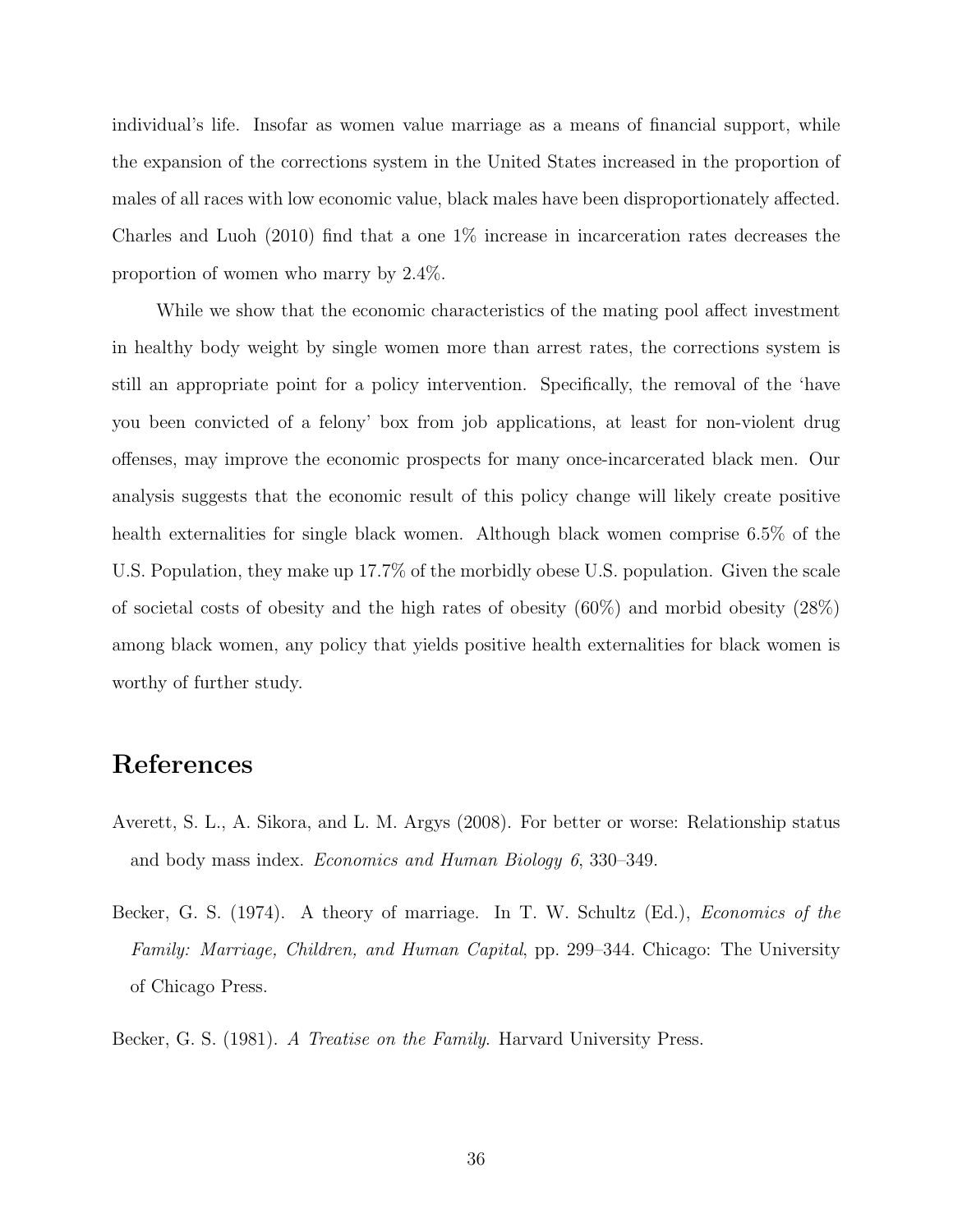individual's life. Insofar as women value marriage as a means of financial support, while the expansion of the corrections system in the United States increased in the proportion of males of all races with low economic value, black males have been disproportionately affected. Charles and Luoh (2010) find that a one 1% increase in incarceration rates decreases the proportion of women who marry by 2.4%.

While we show that the economic characteristics of the mating pool affect investment in healthy body weight by single women more than arrest rates, the corrections system is still an appropriate point for a policy intervention. Specifically, the removal of the 'have you been convicted of a felony' box from job applications, at least for non-violent drug offenses, may improve the economic prospects for many once-incarcerated black men. Our analysis suggests that the economic result of this policy change will likely create positive health externalities for single black women. Although black women comprise 6.5% of the U.S. Population, they make up 17.7% of the morbidly obese U.S. population. Given the scale of societal costs of obesity and the high rates of obesity (60%) and morbid obesity (28%) among black women, any policy that yields positive health externalities for black women is worthy of further study.

# References

Averett, S. L., A. Sikora, and L. M. Argys (2008). For better or worse: Relationship status and body mass index. *Economics and Human Biology 6*, 330–349.

Becker, G. S. (1974). A theory of marriage. In T. W. Schultz (Ed.), *Economics of the Family: Marriage, Children, and Human Capital*, pp. 299–344. Chicago: The University of Chicago Press.

Becker, G. S. (1981). *A Treatise on the Family*. Harvard University Press.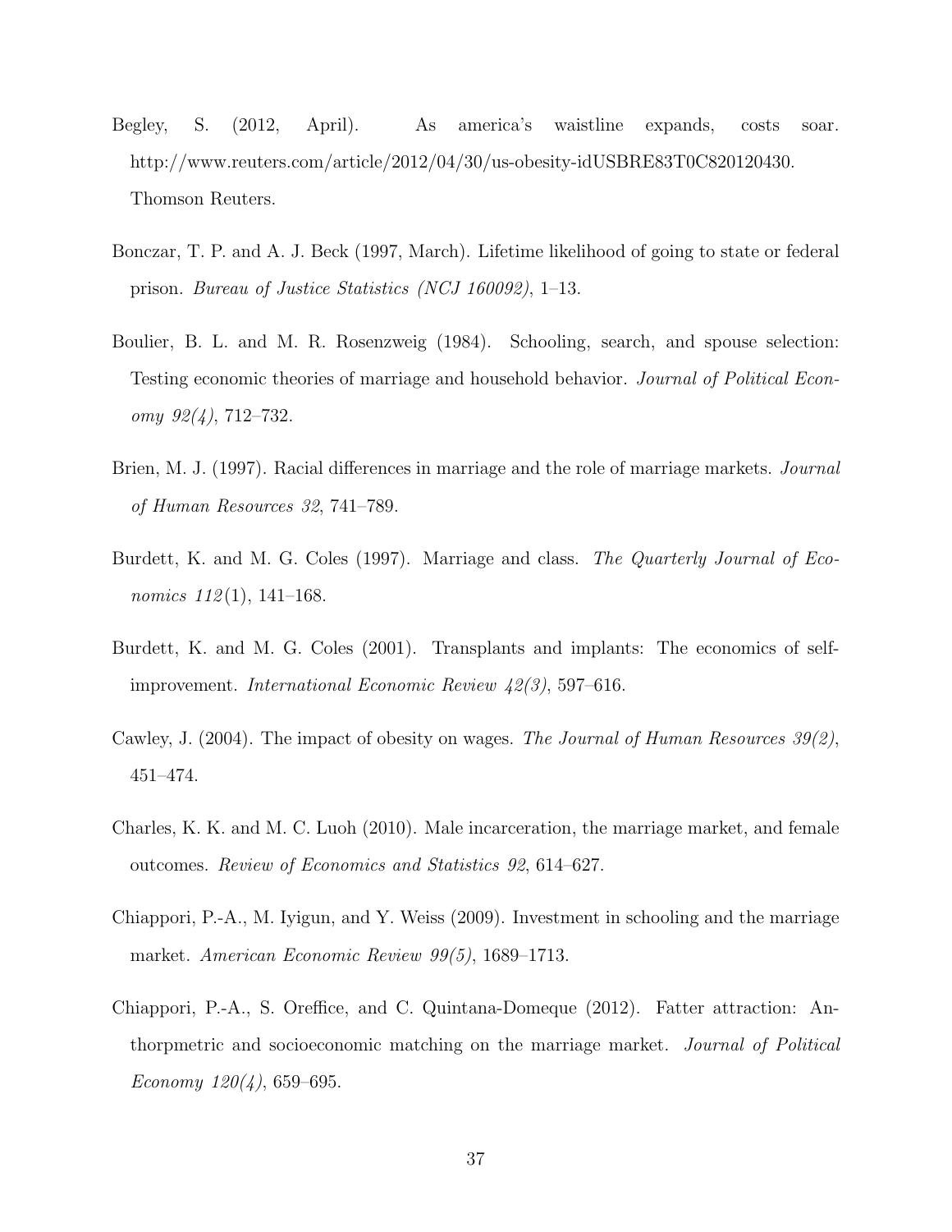Begley, S. (2012, April). As america's waistline expands, costs soar. http://www.reuters.com/article/2012/04/30/us-obesity-idUSBRE83T0C820120430. Thomson Reuters.

Bonczar, T. P. and A. J. Beck (1997, March). Lifetime likelihood of going to state or federal prison. *Bureau of Justice Statistics (NCJ 160092)*, 1–13.

Boulier, B. L. and M. R. Rosenzweig (1984). Schooling, search, and spouse selection: Testing economic theories of marriage and household behavior. *Journal of Political Economy 92(4)*, 712–732.

Brien, M. J. (1997). Racial differences in marriage and the role of marriage markets. *Journal of Human Resources 32*, 741–789.

Burdett, K. and M. G. Coles (1997). Marriage and class. *The Quarterly Journal of Economics 112*(1), 141–168.

Burdett, K. and M. G. Coles (2001). Transplants and implants: The economics of self-improvement. *International Economic Review 42(3)*, 597–616.

Cawley, J. (2004). The impact of obesity on wages. *The Journal of Human Resources 39(2)*, 451–474.

Charles, K. K. and M. C. Luoh (2010). Male incarceration, the marriage market, and female outcomes. *Review of Economics and Statistics 92*, 614–627.

Chiappori, P.-A., M. Iyigun, and Y. Weiss (2009). Investment in schooling and the marriage market. *American Economic Review 99(5)*, 1689–1713.

Chiappori, P.-A., S. Oreffice, and C. Quintana-Domeque (2012). Fatter attraction: Anthorpmetric and socioeconomic matching on the marriage market. *Journal of Political Economy 120(4)*, 659–695.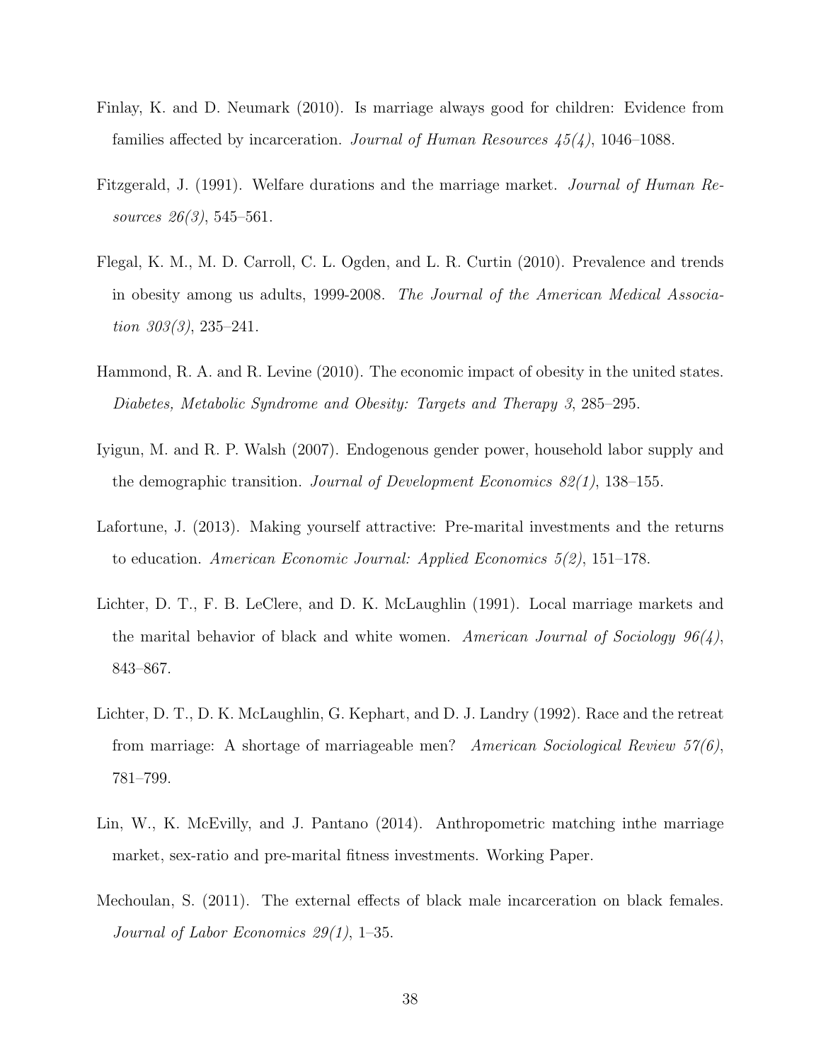Finlay, K. and D. Neumark (2010). Is marriage always good for children: Evidence from families affected by incarceration. *Journal of Human Resources 45(4)*, 1046–1088.

Fitzgerald, J. (1991). Welfare durations and the marriage market. *Journal of Human Resources 26(3)*, 545–561.

Flegal, K. M., M. D. Carroll, C. L. Ogden, and L. R. Curtin (2010). Prevalence and trends in obesity among us adults, 1999-2008. *The Journal of the American Medical Association 303(3)*, 235–241.

Hammond, R. A. and R. Levine (2010). The economic impact of obesity in the united states. *Diabetes, Metabolic Syndrome and Obesity: Targets and Therapy 3*, 285–295.

Iyigun, M. and R. P. Walsh (2007). Endogenous gender power, household labor supply and the demographic transition. *Journal of Development Economics 82(1)*, 138–155.

Lafortune, J. (2013). Making yourself attractive: Pre-marital investments and the returns to education. *American Economic Journal: Applied Economics 5(2)*, 151–178.

Lichter, D. T., F. B. LeClere, and D. K. McLaughlin (1991). Local marriage markets and the marital behavior of black and white women. *American Journal of Sociology 96(4)*, 843–867.

Lichter, D. T., D. K. McLaughlin, G. Kephart, and D. J. Landry (1992). Race and the retreat from marriage: A shortage of marriageable men? *American Sociological Review 57(6)*, 781–799.

Lin, W., K. McEvilly, and J. Pantano (2014). Anthropometric matching inthe marriage market, sex-ratio and pre-marital fitness investments. Working Paper.

Mechoulan, S. (2011). The external effects of black male incarceration on black females. *Journal of Labor Economics 29(1)*, 1–35.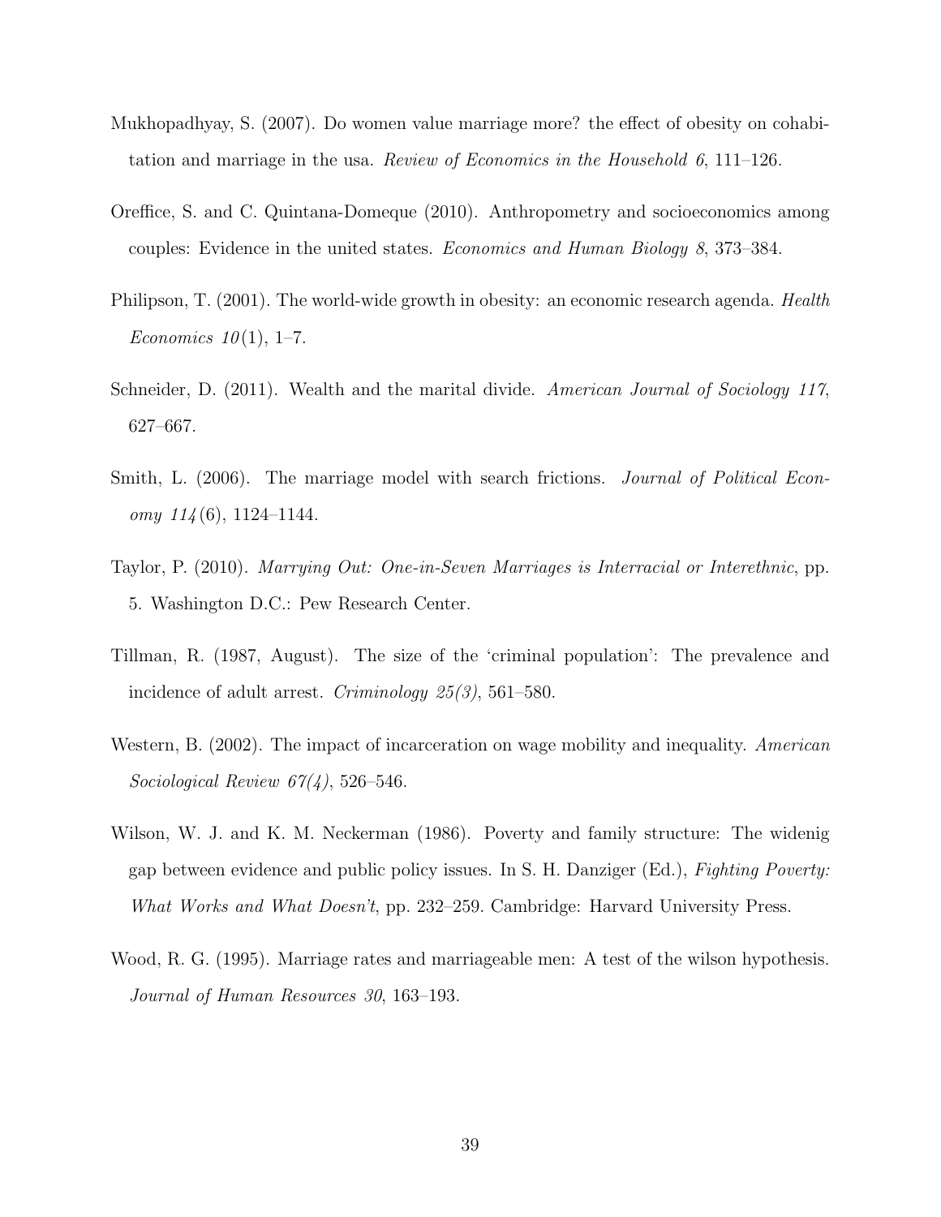Mukhopadhyay, S. (2007). Do women value marriage more? the effect of obesity on cohabitation and marriage in the usa. *Review of Economics in the Household 6*, 111–126.

Oreffice, S. and C. Quintana-Domeque (2010). Anthropometry and socioeconomics among couples: Evidence in the united states. *Economics and Human Biology 8*, 373–384.

Philipson, T. (2001). The world-wide growth in obesity: an economic research agenda. *Health Economics 10*(1), 1–7.

Schneider, D. (2011). Wealth and the marital divide. *American Journal of Sociology 117*, 627–667.

Smith, L. (2006). The marriage model with search frictions. *Journal of Political Economy 114*(6), 1124–1144.

Taylor, P. (2010). *Marrying Out: One-in-Seven Marriages is Interracial or Interethnic*, pp. 5. Washington D.C.: Pew Research Center.

Tillman, R. (1987, August). The size of the 'criminal population': The prevalence and incidence of adult arrest. *Criminology 25(3)*, 561–580.

Western, B. (2002). The impact of incarceration on wage mobility and inequality. *American Sociological Review 67(4)*, 526–546.

Wilson, W. J. and K. M. Neckerman (1986). Poverty and family structure: The widenig gap between evidence and public policy issues. In S. H. Danziger (Ed.), *Fighting Poverty: What Works and What Doesn't*, pp. 232–259. Cambridge: Harvard University Press.

Wood, R. G. (1995). Marriage rates and marriageable men: A test of the wilson hypothesis. *Journal of Human Resources 30*, 163–193.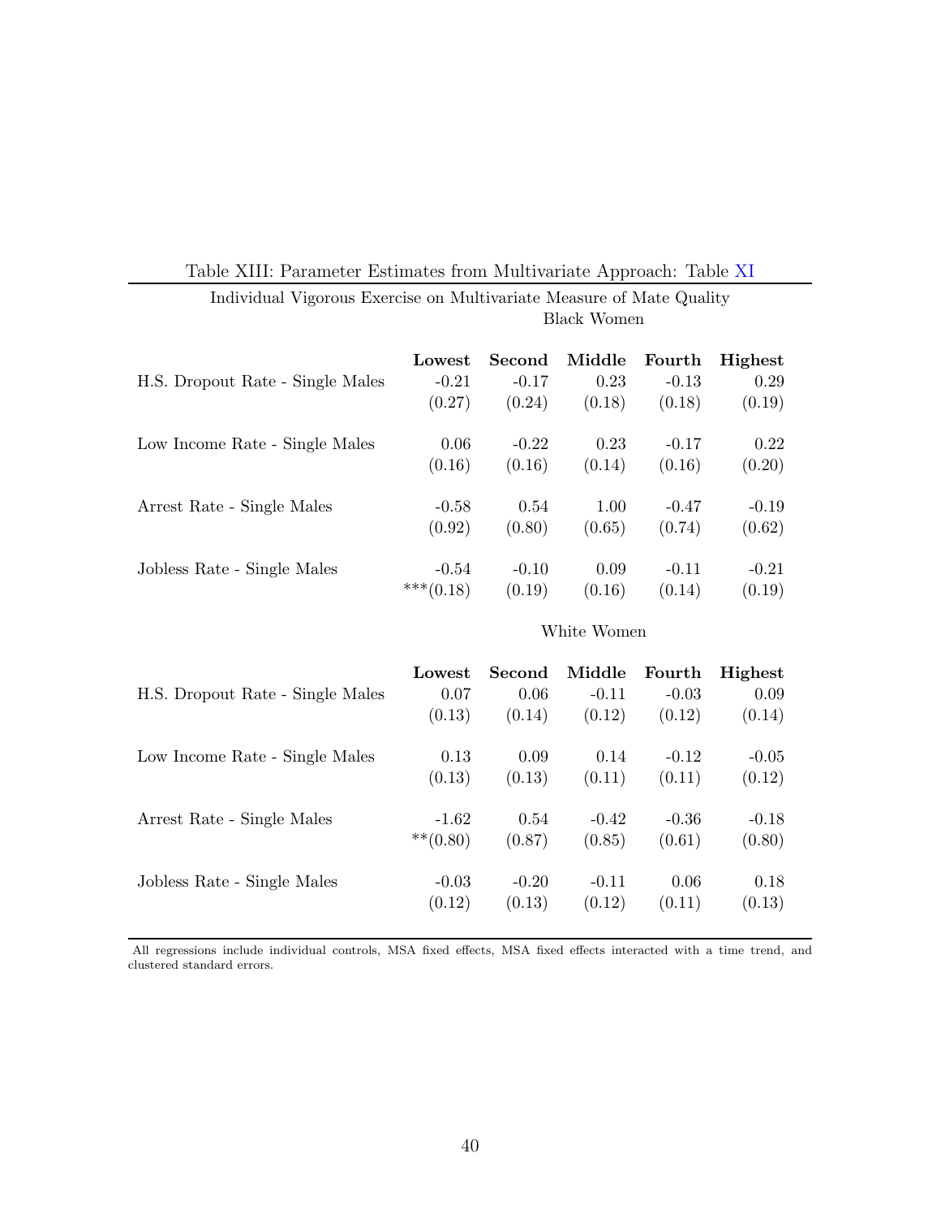Table XIII: Parameter Estimates from Multivariate Approach: Table XI

Individual Vigorous Exercise on Multivariate Measure of Mate Quality

Black Women

| | Lowest | Second | Middle | Fourth | Highest |
|---|---|---|---|---|---|
| H.S. Dropout Rate - Single Males | -0.21 | -0.17 | 0.23 | -0.13 | 0.29 |
| | (0.27) | (0.24) | (0.18) | (0.18) | (0.19) |
| Low Income Rate - Single Males | 0.06 | -0.22 | 0.23 | -0.17 | 0.22 |
| | (0.16) | (0.16) | (0.14) | (0.16) | (0.20) |
| Arrest Rate - Single Males | -0.58 | 0.54 | 1.00 | -0.47 | -0.19 |
| | (0.92) | (0.80) | (0.65) | (0.74) | (0.62) |
| Jobless Rate - Single Males | -0.54 | -0.10 | 0.09 | -0.11 | -0.21 |
| | ***(0.18) | (0.19) | (0.16) | (0.14) | (0.19) |

White Women

| | Lowest | Second | Middle | Fourth | Highest |
|---|---|---|---|---|---|
| H.S. Dropout Rate - Single Males | 0.07 | 0.06 | -0.11 | -0.03 | 0.09 |
| | (0.13) | (0.14) | (0.12) | (0.12) | (0.14) |
| Low Income Rate - Single Males | 0.13 | 0.09 | 0.14 | -0.12 | -0.05 |
| | (0.13) | (0.13) | (0.11) | (0.11) | (0.12) |
| Arrest Rate - Single Males | -1.62 | 0.54 | -0.42 | -0.36 | -0.18 |
| | **(0.80) | (0.87) | (0.85) | (0.61) | (0.80) |
| Jobless Rate - Single Males | -0.03 | -0.20 | -0.11 | 0.06 | 0.18 |
| | (0.12) | (0.13) | (0.12) | (0.11) | (0.13) |

All regressions include individual controls, MSA fixed effects, MSA fixed effects interacted with a time trend, and clustered standard errors.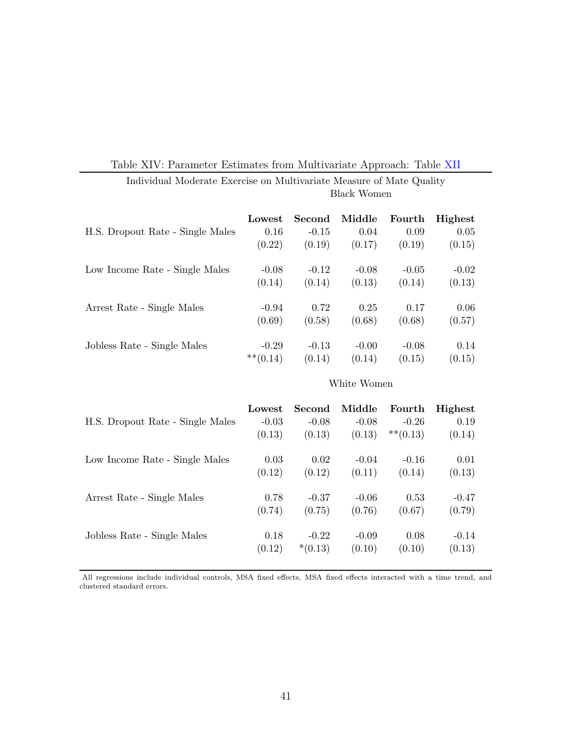Table XIV: Parameter Estimates from Multivariate Approach: Table XII

Individual Moderate Exercise on Multivariate Measure of Mate Quality

Black Women

| | Lowest | Second | Middle | Fourth | Highest |
|---|---|---|---|---|---|
| H.S. Dropout Rate - Single Males | 0.16 | -0.15 | 0.04 | 0.09 | 0.05 |
| | (0.22) | (0.19) | (0.17) | (0.19) | (0.15) |
| Low Income Rate - Single Males | -0.08 | -0.12 | -0.08 | -0.05 | -0.02 |
| | (0.14) | (0.14) | (0.13) | (0.14) | (0.13) |
| Arrest Rate - Single Males | -0.94 | 0.72 | 0.25 | 0.17 | 0.06 |
| | (0.69) | (0.58) | (0.68) | (0.68) | (0.57) |
| Jobless Rate - Single Males | -0.29 | -0.13 | -0.00 | -0.08 | 0.14 |
| | **(0.14) | (0.14) | (0.14) | (0.15) | (0.15) |

White Women

| | Lowest | Second | Middle | Fourth | Highest |
|---|---|---|---|---|---|
| H.S. Dropout Rate - Single Males | -0.03 | -0.08 | -0.08 | -0.26 | 0.19 |
| | (0.13) | (0.13) | (0.13) | **(0.13) | (0.14) |
| Low Income Rate - Single Males | 0.03 | 0.02 | -0.04 | -0.16 | 0.01 |
| | (0.12) | (0.12) | (0.11) | (0.14) | (0.13) |
| Arrest Rate - Single Males | 0.78 | -0.37 | -0.06 | 0.53 | -0.47 |
| | (0.74) | (0.75) | (0.76) | (0.67) | (0.79) |
| Jobless Rate - Single Males | 0.18 | -0.22 | -0.09 | 0.08 | -0.14 |
| | (0.12) | *(0.13) | (0.10) | (0.10) | (0.13) |

All regressions include individual controls, MSA fixed effects, MSA fixed effects interacted with a time trend, and clustered standard errors.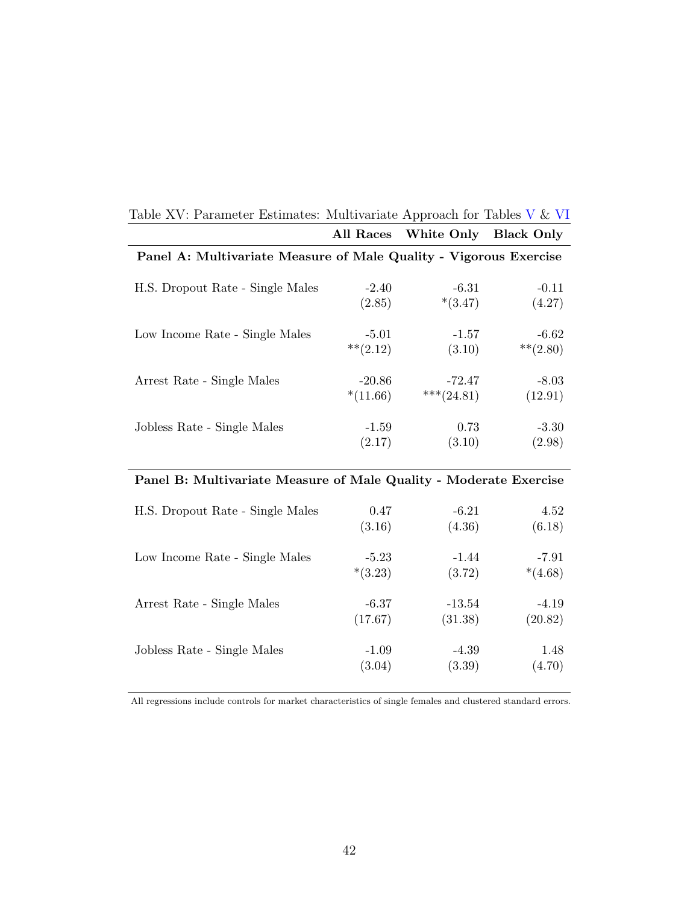Table XV: Parameter Estimates: Multivariate Approach for Tables V & VI

| | **All Races** | **White Only** | **Black Only** |
|---|---|---|---|
| **Panel A: Multivariate Measure of Male Quality - Vigorous Exercise** | | | |
| H.S. Dropout Rate - Single Males | -2.40 | -6.31 | -0.11 |
| | (2.85) | *(3.47) | (4.27) |
| Low Income Rate - Single Males | -5.01 | -1.57 | -6.62 |
| | **(2.12) | (3.10) | **(2.80) |
| Arrest Rate - Single Males | -20.86 | -72.47 | -8.03 |
| | *(11.66) | ***(24.81) | (12.91) |
| Jobless Rate - Single Males | -1.59 | 0.73 | -3.30 |
| | (2.17) | (3.10) | (2.98) |
| **Panel B: Multivariate Measure of Male Quality - Moderate Exercise** | | | |
| H.S. Dropout Rate - Single Males | 0.47 | -6.21 | 4.52 |
| | (3.16) | (4.36) | (6.18) |
| Low Income Rate - Single Males | -5.23 | -1.44 | -7.91 |
| | *(3.23) | (3.72) | *(4.68) |
| Arrest Rate - Single Males | -6.37 | -13.54 | -4.19 |
| | (17.67) | (31.38) | (20.82) |
| Jobless Rate - Single Males | -1.09 | -4.39 | 1.48 |
| | (3.04) | (3.39) | (4.70) |

All regressions include controls for market characteristics of single females and clustered standard errors.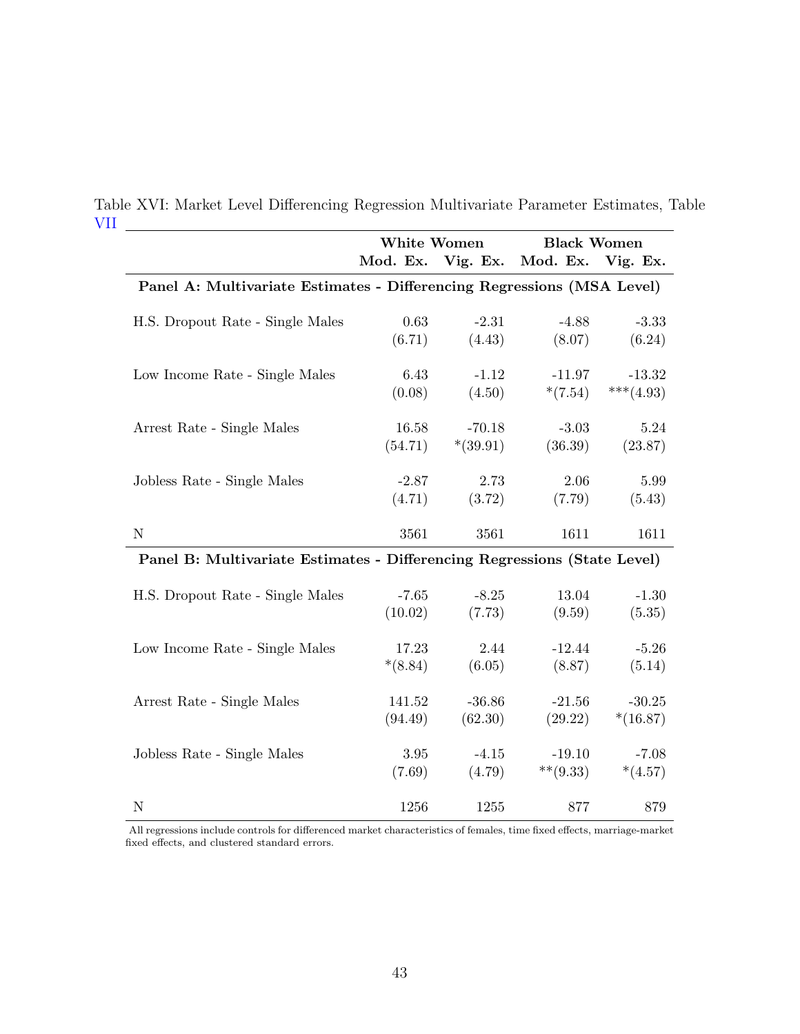Table XVI: Market Level Differencing Regression Multivariate Parameter Estimates, Table VII

| | White Women | | Black Women | |
|---|---|---|---|---|
| | **Mod. Ex.** | **Vig. Ex.** | **Mod. Ex.** | **Vig. Ex.** |
| **Panel A: Multivariate Estimates - Differencing Regressions (MSA Level)** | | | | |
| H.S. Dropout Rate - Single Males | 0.63 | -2.31 | -4.88 | -3.33 |
| | (6.71) | (4.43) | (8.07) | (6.24) |
| Low Income Rate - Single Males | 6.43 | -1.12 | -11.97 | -13.32 |
| | (0.08) | (4.50) | *(7.54) | ***(4.93) |
| Arrest Rate - Single Males | 16.58 | -70.18 | -3.03 | 5.24 |
| | (54.71) | *(39.91) | (36.39) | (23.87) |
| Jobless Rate - Single Males | -2.87 | 2.73 | 2.06 | 5.99 |
| | (4.71) | (3.72) | (7.79) | (5.43) |
| N | 3561 | 3561 | 1611 | 1611 |
| **Panel B: Multivariate Estimates - Differencing Regressions (State Level)** | | | | |
| H.S. Dropout Rate - Single Males | -7.65 | -8.25 | 13.04 | -1.30 |
| | (10.02) | (7.73) | (9.59) | (5.35) |
| Low Income Rate - Single Males | 17.23 | 2.44 | -12.44 | -5.26 |
| | *(8.84) | (6.05) | (8.87) | (5.14) |
| Arrest Rate - Single Males | 141.52 | -36.86 | -21.56 | -30.25 |
| | (94.49) | (62.30) | (29.22) | *(16.87) |
| Jobless Rate - Single Males | 3.95 | -4.15 | -19.10 | -7.08 |
| | (7.69) | (4.79) | **(9.33) | *(4.57) |
| N | 1256 | 1255 | 877 | 879 |

All regressions include controls for differenced market characteristics of females, time fixed effects, marriage-market fixed effects, and clustered standard errors.